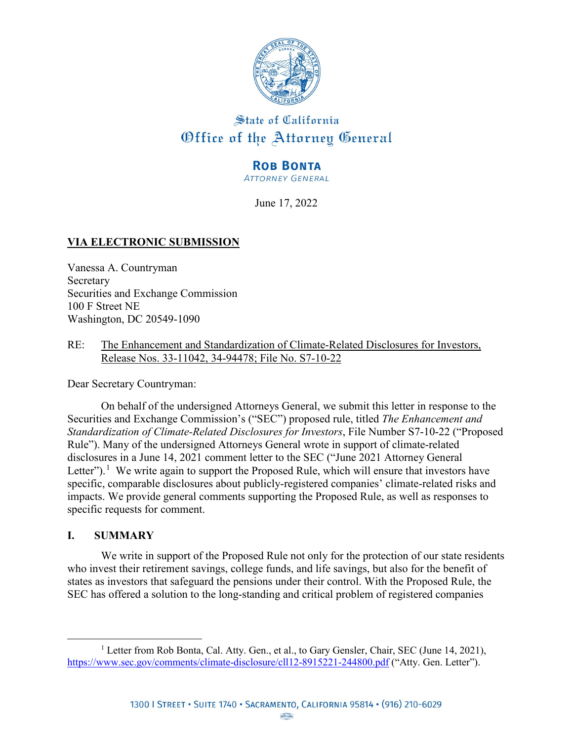State of California
Office of the Attorney General

**ROB BONTA**
*ATTORNEY GENERAL*

June 17, 2022

**VIA ELECTRONIC SUBMISSION**

Vanessa A. Countryman
Secretary
Securities and Exchange Commission
100 F Street NE
Washington, DC 20549-1090

RE: The Enhancement and Standardization of Climate-Related Disclosures for Investors, Release Nos. 33-11042, 34-94478; File No. S7-10-22

Dear Secretary Countryman:

On behalf of the undersigned Attorneys General, we submit this letter in response to the Securities and Exchange Commission's ("SEC") proposed rule, titled *The Enhancement and Standardization of Climate-Related Disclosures for Investors*, File Number S7-10-22 ("Proposed Rule"). Many of the undersigned Attorneys General wrote in support of climate-related disclosures in a June 14, 2021 comment letter to the SEC ("June 2021 Attorney General Letter").[1] We write again to support the Proposed Rule, which will ensure that investors have specific, comparable disclosures about publicly-registered companies' climate-related risks and impacts. We provide general comments supporting the Proposed Rule, as well as responses to specific requests for comment.

## I. SUMMARY

We write in support of the Proposed Rule not only for the protection of our state residents who invest their retirement savings, college funds, and life savings, but also for the benefit of states as investors that safeguard the pensions under their control. With the Proposed Rule, the SEC has offered a solution to the long-standing and critical problem of registered companies

[1] Letter from Rob Bonta, Cal. Atty. Gen., et al., to Gary Gensler, Chair, SEC (June 14, 2021), https://www.sec.gov/comments/climate-disclosure/cll12-8915221-244800.pdf ("Atty. Gen. Letter").

1300 I Street • Suite 1740 • Sacramento, California 95814 • (916) 210-6029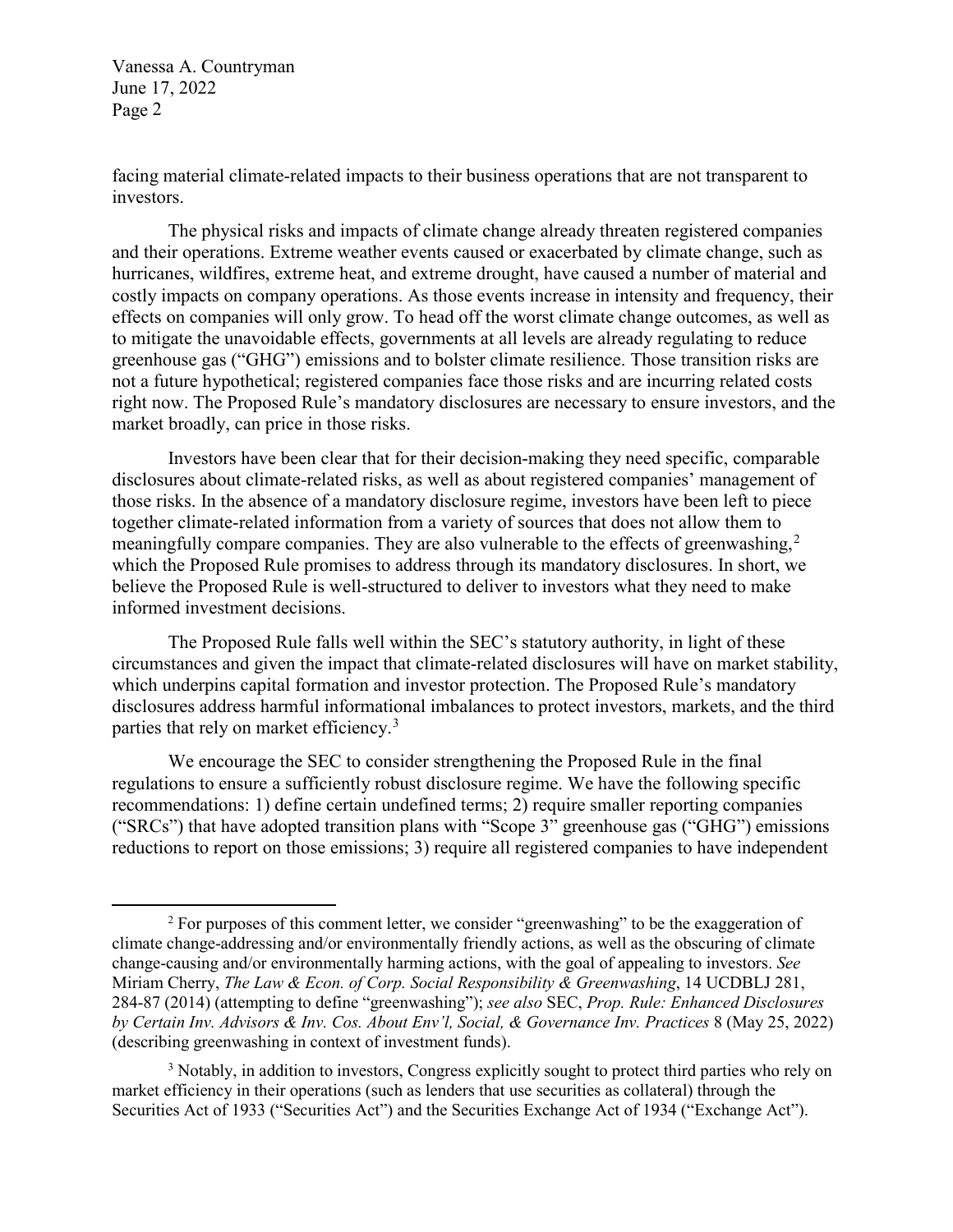facing material climate-related impacts to their business operations that are not transparent to investors.

The physical risks and impacts of climate change already threaten registered companies and their operations. Extreme weather events caused or exacerbated by climate change, such as hurricanes, wildfires, extreme heat, and extreme drought, have caused a number of material and costly impacts on company operations. As those events increase in intensity and frequency, their effects on companies will only grow. To head off the worst climate change outcomes, as well as to mitigate the unavoidable effects, governments at all levels are already regulating to reduce greenhouse gas ("GHG") emissions and to bolster climate resilience. Those transition risks are not a future hypothetical; registered companies face those risks and are incurring related costs right now. The Proposed Rule's mandatory disclosures are necessary to ensure investors, and the market broadly, can price in those risks.

Investors have been clear that for their decision-making they need specific, comparable disclosures about climate-related risks, as well as about registered companies' management of those risks. In the absence of a mandatory disclosure regime, investors have been left to piece together climate-related information from a variety of sources that does not allow them to meaningfully compare companies. They are also vulnerable to the effects of greenwashing,[2] which the Proposed Rule promises to address through its mandatory disclosures. In short, we believe the Proposed Rule is well-structured to deliver to investors what they need to make informed investment decisions.

The Proposed Rule falls well within the SEC's statutory authority, in light of these circumstances and given the impact that climate-related disclosures will have on market stability, which underpins capital formation and investor protection. The Proposed Rule's mandatory disclosures address harmful informational imbalances to protect investors, markets, and the third parties that rely on market efficiency.[3]

We encourage the SEC to consider strengthening the Proposed Rule in the final regulations to ensure a sufficiently robust disclosure regime. We have the following specific recommendations: 1) define certain undefined terms; 2) require smaller reporting companies ("SRCs") that have adopted transition plans with "Scope 3" greenhouse gas ("GHG") emissions reductions to report on those emissions; 3) require all registered companies to have independent

---

[2] For purposes of this comment letter, we consider "greenwashing" to be the exaggeration of climate change-addressing and/or environmentally friendly actions, as well as the obscuring of climate change-causing and/or environmentally harming actions, with the goal of appealing to investors. *See* Miriam Cherry, *The Law & Econ. of Corp. Social Responsibility & Greenwashing*, 14 UCDBLJ 281, 284-87 (2014) (attempting to define "greenwashing"); *see also* SEC, *Prop. Rule: Enhanced Disclosures by Certain Inv. Advisors & Inv. Cos. About Env'l, Social, & Governance Inv. Practices* 8 (May 25, 2022) (describing greenwashing in context of investment funds).

[3] Notably, in addition to investors, Congress explicitly sought to protect third parties who rely on market efficiency in their operations (such as lenders that use securities as collateral) through the Securities Act of 1933 ("Securities Act") and the Securities Exchange Act of 1934 ("Exchange Act").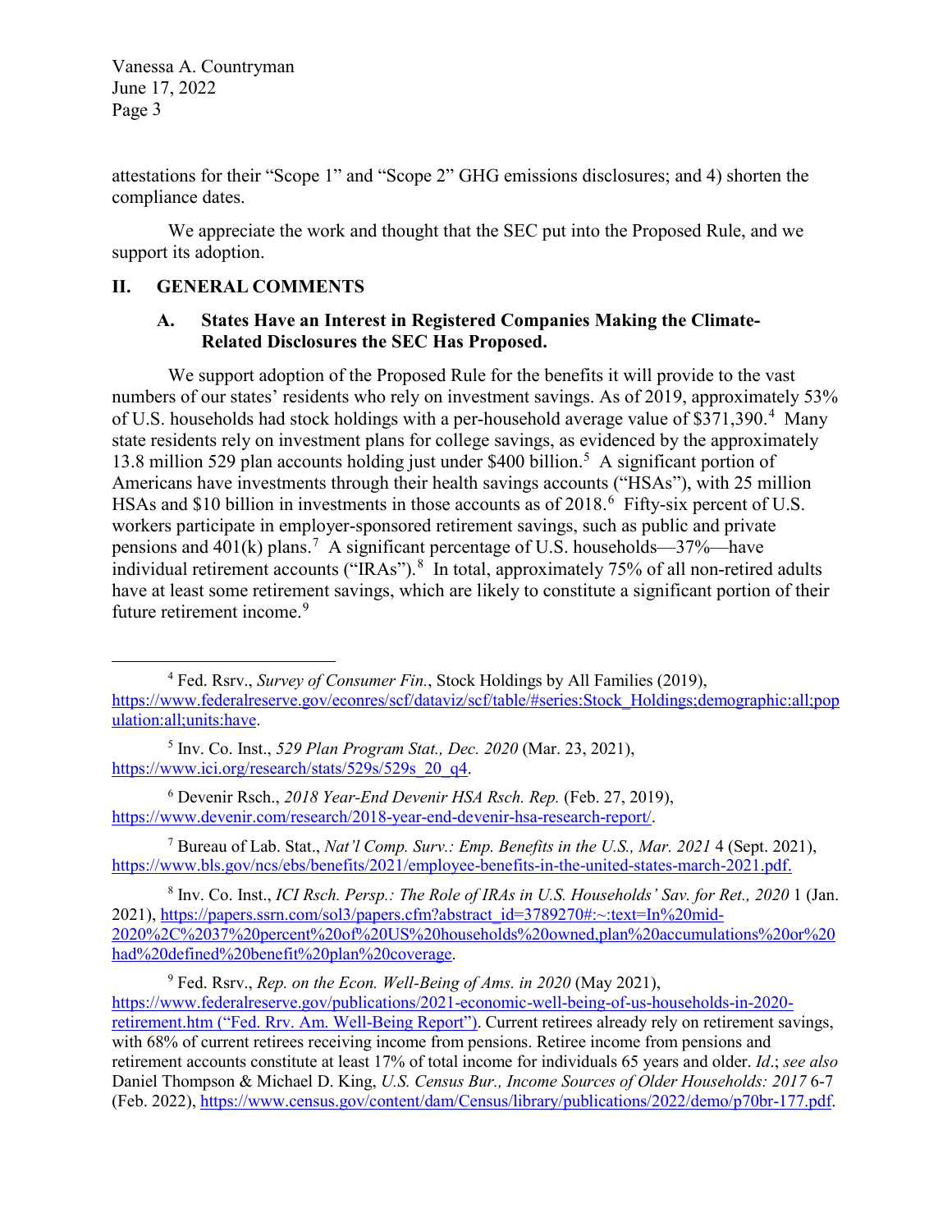attestations for their "Scope 1" and "Scope 2" GHG emissions disclosures; and 4) shorten the compliance dates.

We appreciate the work and thought that the SEC put into the Proposed Rule, and we support its adoption.

## II. GENERAL COMMENTS

### A. States Have an Interest in Registered Companies Making the Climate-Related Disclosures the SEC Has Proposed.

We support adoption of the Proposed Rule for the benefits it will provide to the vast numbers of our states' residents who rely on investment savings. As of 2019, approximately 53% of U.S. households had stock holdings with a per-household average value of $371,390.[4] Many state residents rely on investment plans for college savings, as evidenced by the approximately 13.8 million 529 plan accounts holding just under $400 billion.[5] A significant portion of Americans have investments through their health savings accounts ("HSAs"), with 25 million HSAs and $10 billion in investments in those accounts as of 2018.[6] Fifty-six percent of U.S. workers participate in employer-sponsored retirement savings, such as public and private pensions and 401(k) plans.[7] A significant percentage of U.S. households—37%—have individual retirement accounts ("IRAs").[8] In total, approximately 75% of all non-retired adults have at least some retirement savings, which are likely to constitute a significant portion of their future retirement income.[9]

---

[4] Fed. Rsrv., *Survey of Consumer Fin.*, Stock Holdings by All Families (2019), https://www.federalreserve.gov/econres/scf/dataviz/scf/table/#series:Stock_Holdings;demographic:all;population:all;units:have.

[5] Inv. Co. Inst., *529 Plan Program Stat., Dec. 2020* (Mar. 23, 2021), https://www.ici.org/research/stats/529s/529s_20_q4.

[6] Devenir Rsch., *2018 Year-End Devenir HSA Rsch. Rep.* (Feb. 27, 2019), https://www.devenir.com/research/2018-year-end-devenir-hsa-research-report/.

[7] Bureau of Lab. Stat., *Nat'l Comp. Surv.: Emp. Benefits in the U.S., Mar. 2021* 4 (Sept. 2021), https://www.bls.gov/ncs/ebs/benefits/2021/employee-benefits-in-the-united-states-march-2021.pdf.

[8] Inv. Co. Inst., *ICI Rsch. Persp.: The Role of IRAs in U.S. Households' Sav. for Ret., 2020* 1 (Jan. 2021), https://papers.ssrn.com/sol3/papers.cfm?abstract_id=3789270#:~:text=In%20mid-2020%2C%2037%20percent%20of%20US%20households%20owned,plan%20accumulations%20or%20had%20defined%20benefit%20plan%20coverage.

[9] Fed. Rsrv., *Rep. on the Econ. Well-Being of Ams. in 2020* (May 2021), https://www.federalreserve.gov/publications/2021-economic-well-being-of-us-households-in-2020-retirement.htm ("Fed. Rrv. Am. Well-Being Report"). Current retirees already rely on retirement savings, with 68% of current retirees receiving income from pensions. Retiree income from pensions and retirement accounts constitute at least 17% of total income for individuals 65 years and older. *Id.*; *see also* Daniel Thompson & Michael D. King, *U.S. Census Bur., Income Sources of Older Households: 2017* 6-7 (Feb. 2022), https://www.census.gov/content/dam/Census/library/publications/2022/demo/p70br-177.pdf.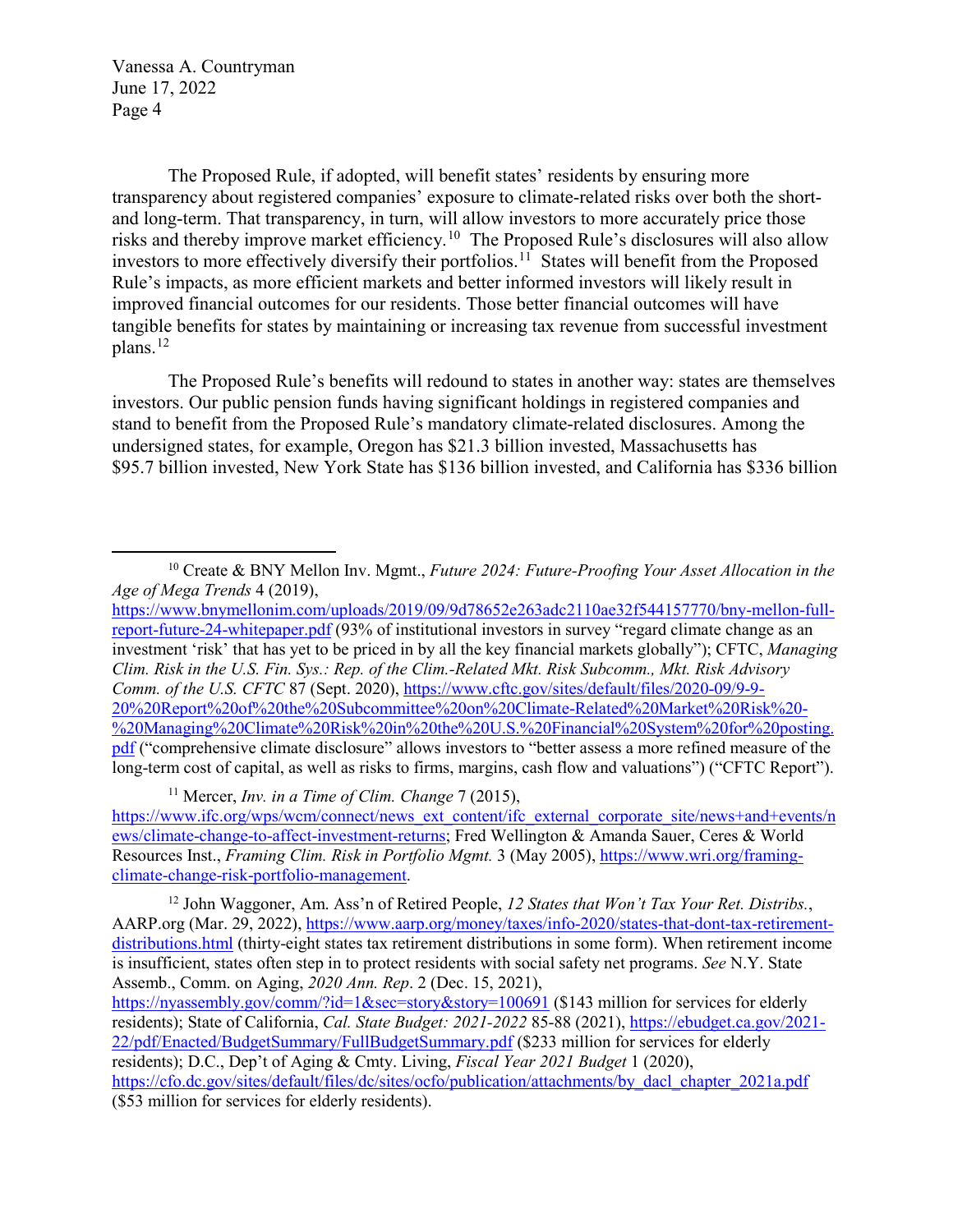The Proposed Rule, if adopted, will benefit states' residents by ensuring more transparency about registered companies' exposure to climate-related risks over both the short- and long-term. That transparency, in turn, will allow investors to more accurately price those risks and thereby improve market efficiency.[10] The Proposed Rule's disclosures will also allow investors to more effectively diversify their portfolios.[11] States will benefit from the Proposed Rule's impacts, as more efficient markets and better informed investors will likely result in improved financial outcomes for our residents. Those better financial outcomes will have tangible benefits for states by maintaining or increasing tax revenue from successful investment plans.[12]

The Proposed Rule's benefits will redound to states in another way: states are themselves investors. Our public pension funds having significant holdings in registered companies and stand to benefit from the Proposed Rule's mandatory climate-related disclosures. Among the undersigned states, for example, Oregon has \$21.3 billion invested, Massachusetts has \$95.7 billion invested, New York State has \$136 billion invested, and California has \$336 billion

---

[10] Create & BNY Mellon Inv. Mgmt., *Future 2024: Future-Proofing Your Asset Allocation in the Age of Mega Trends* 4 (2019), https://www.bnymellonim.com/uploads/2019/09/9d78652e263adc2110ae32f544157770/bny-mellon-full-report-future-24-whitepaper.pdf (93% of institutional investors in survey "regard climate change as an investment 'risk' that has yet to be priced in by all the key financial markets globally"); CFTC, *Managing Clim. Risk in the U.S. Fin. Sys.: Rep. of the Clim.-Related Mkt. Risk Subcomm., Mkt. Risk Advisory Comm. of the U.S. CFTC* 87 (Sept. 2020), https://www.cftc.gov/sites/default/files/2020-09/9-9-20%20Report%20of%20the%20Subcommittee%20on%20Climate-Related%20Market%20Risk%20-%20Managing%20Climate%20Risk%20in%20the%20U.S.%20Financial%20System%20for%20posting.pdf ("comprehensive climate disclosure" allows investors to "better assess a more refined measure of the long-term cost of capital, as well as risks to firms, margins, cash flow and valuations") ("CFTC Report").

[11] Mercer, *Inv. in a Time of Clim. Change* 7 (2015), https://www.ifc.org/wps/wcm/connect/news_ext_content/ifc_external_corporate_site/news+and+events/news/climate-change-to-affect-investment-returns; Fred Wellington & Amanda Sauer, Ceres & World Resources Inst., *Framing Clim. Risk in Portfolio Mgmt.* 3 (May 2005), https://www.wri.org/framing-climate-change-risk-portfolio-management.

[12] John Waggoner, Am. Ass'n of Retired People, *12 States that Won't Tax Your Ret. Distribs.*, AARP.org (Mar. 29, 2022), https://www.aarp.org/money/taxes/info-2020/states-that-dont-tax-retirement-distributions.html (thirty-eight states tax retirement distributions in some form). When retirement income is insufficient, states often step in to protect residents with social safety net programs. *See* N.Y. State Assemb., Comm. on Aging, *2020 Ann. Rep*. 2 (Dec. 15, 2021), https://nyassembly.gov/comm/?id=1&sec=story&story=100691 (\$143 million for services for elderly residents); State of California, *Cal. State Budget: 2021-2022* 85-88 (2021), https://ebudget.ca.gov/2021-22/pdf/Enacted/BudgetSummary/FullBudgetSummary.pdf (\$233 million for services for elderly residents); D.C., Dep't of Aging & Cmty. Living, *Fiscal Year 2021 Budget* 1 (2020), https://cfo.dc.gov/sites/default/files/dc/sites/ocfo/publication/attachments/by_dacl_chapter_2021a.pdf (\$53 million for services for elderly residents).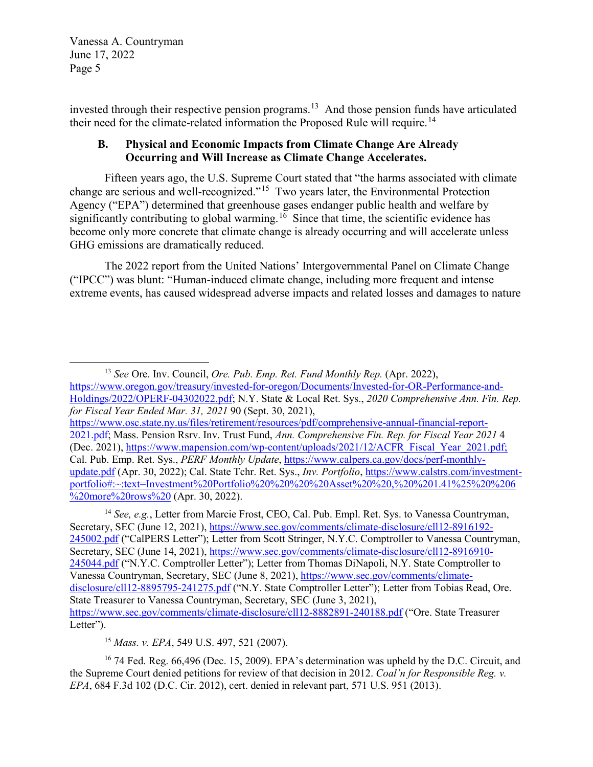invested through their respective pension programs.[13] And those pension funds have articulated their need for the climate-related information the Proposed Rule will require.[14]

### B. Physical and Economic Impacts from Climate Change Are Already Occurring and Will Increase as Climate Change Accelerates.

Fifteen years ago, the U.S. Supreme Court stated that "the harms associated with climate change are serious and well-recognized."[15] Two years later, the Environmental Protection Agency ("EPA") determined that greenhouse gases endanger public health and welfare by significantly contributing to global warming.[16] Since that time, the scientific evidence has become only more concrete that climate change is already occurring and will accelerate unless GHG emissions are dramatically reduced.

The 2022 report from the United Nations' Intergovernmental Panel on Climate Change ("IPCC") was blunt: "Human-induced climate change, including more frequent and intense extreme events, has caused widespread adverse impacts and related losses and damages to nature

---

[13] *See* Ore. Inv. Council, *Ore. Pub. Emp. Ret. Fund Monthly Rep.* (Apr. 2022), https://www.oregon.gov/treasury/invested-for-oregon/Documents/Invested-for-OR-Performance-and-Holdings/2022/OPERF-04302022.pdf; N.Y. State & Local Ret. Sys., *2020 Comprehensive Ann. Fin. Rep. for Fiscal Year Ended Mar. 31, 2021* 90 (Sept. 30, 2021), https://www.osc.state.ny.us/files/retirement/resources/pdf/comprehensive-annual-financial-report-2021.pdf; Mass. Pension Rsrv. Inv. Trust Fund, *Ann. Comprehensive Fin. Rep. for Fiscal Year 2021* 4 (Dec. 2021), https://www.mapension.com/wp-content/uploads/2021/12/ACFR_Fiscal_Year_2021.pdf; Cal. Pub. Emp. Ret. Sys., *PERF Monthly Update*, https://www.calpers.ca.gov/docs/perf-monthly-update.pdf (Apr. 30, 2022); Cal. State Tchr. Ret. Sys., *Inv. Portfolio*, https://www.calstrs.com/investment-portfolio#:~:text=Investment%20Portfolio%20%20%20%20Asset%20%20,%20%201.41%25%20%206%20more%20rows%20 (Apr. 30, 2022).

[14] *See, e.g.*, Letter from Marcie Frost, CEO, Cal. Pub. Empl. Ret. Sys. to Vanessa Countryman, Secretary, SEC (June 12, 2021), https://www.sec.gov/comments/climate-disclosure/cll12-8916192-245002.pdf ("CalPERS Letter"); Letter from Scott Stringer, N.Y.C. Comptroller to Vanessa Countryman, Secretary, SEC (June 14, 2021), https://www.sec.gov/comments/climate-disclosure/cll12-8916910-245044.pdf ("N.Y.C. Comptroller Letter"); Letter from Thomas DiNapoli, N.Y. State Comptroller to Vanessa Countryman, Secretary, SEC (June 8, 2021), https://www.sec.gov/comments/climate-disclosure/cll12-8895795-241275.pdf ("N.Y. State Comptroller Letter"); Letter from Tobias Read, Ore. State Treasurer to Vanessa Countryman, Secretary, SEC (June 3, 2021), https://www.sec.gov/comments/climate-disclosure/cll12-8882891-240188.pdf ("Ore. State Treasurer Letter").

[15] *Mass. v. EPA*, 549 U.S. 497, 521 (2007).

[16] 74 Fed. Reg. 66,496 (Dec. 15, 2009). EPA's determination was upheld by the D.C. Circuit, and the Supreme Court denied petitions for review of that decision in 2012. *Coal'n for Responsible Reg. v. EPA*, 684 F.3d 102 (D.C. Cir. 2012), cert. denied in relevant part, 571 U.S. 951 (2013).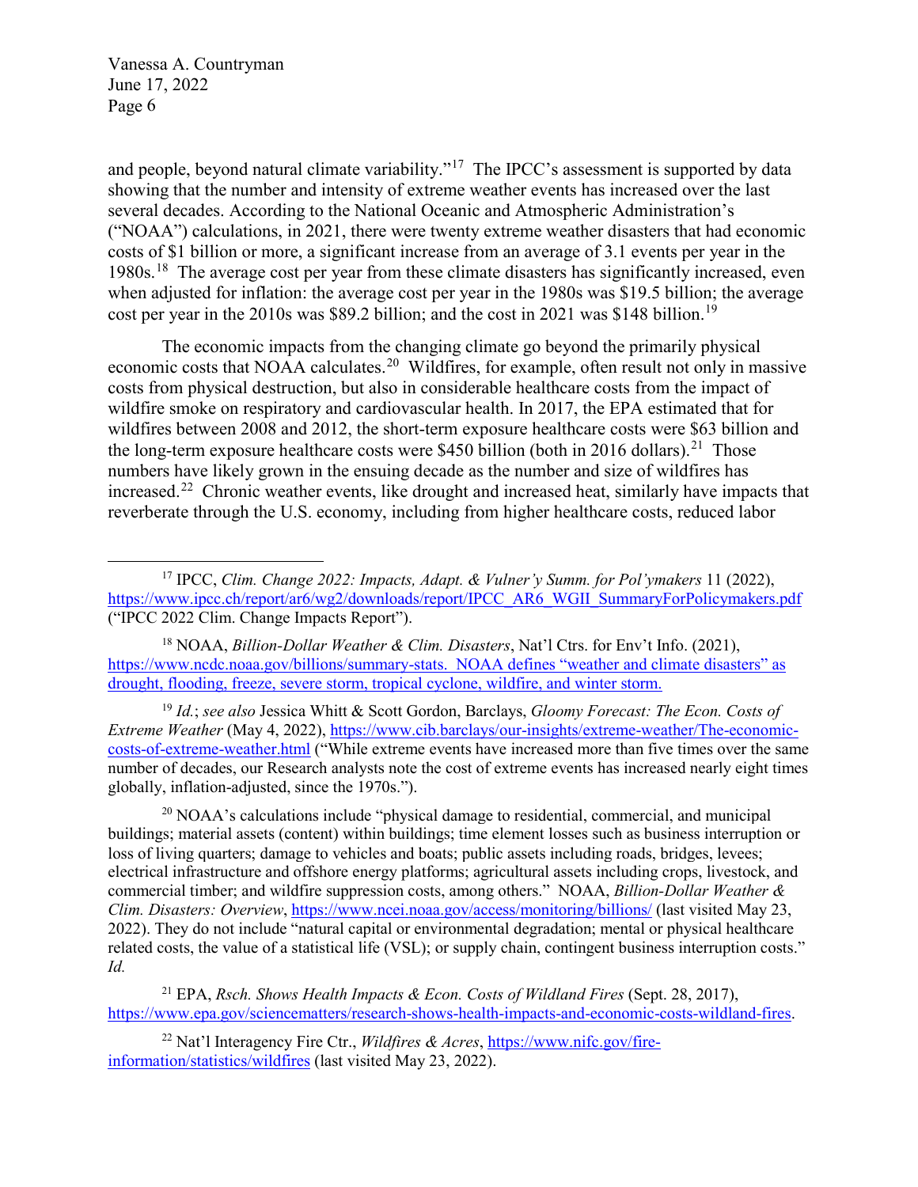and people, beyond natural climate variability."[17] The IPCC's assessment is supported by data showing that the number and intensity of extreme weather events has increased over the last several decades. According to the National Oceanic and Atmospheric Administration's ("NOAA") calculations, in 2021, there were twenty extreme weather disasters that had economic costs of $1 billion or more, a significant increase from an average of 3.1 events per year in the 1980s.[18] The average cost per year from these climate disasters has significantly increased, even when adjusted for inflation: the average cost per year in the 1980s was $19.5 billion; the average cost per year in the 2010s was $89.2 billion; and the cost in 2021 was $148 billion.[19]

The economic impacts from the changing climate go beyond the primarily physical economic costs that NOAA calculates.[20] Wildfires, for example, often result not only in massive costs from physical destruction, but also in considerable healthcare costs from the impact of wildfire smoke on respiratory and cardiovascular health. In 2017, the EPA estimated that for wildfires between 2008 and 2012, the short-term exposure healthcare costs were $63 billion and the long-term exposure healthcare costs were $450 billion (both in 2016 dollars).[21] Those numbers have likely grown in the ensuing decade as the number and size of wildfires has increased.[22] Chronic weather events, like drought and increased heat, similarly have impacts that reverberate through the U.S. economy, including from higher healthcare costs, reduced labor

---

[17] IPCC, *Clim. Change 2022: Impacts, Adapt. & Vulner'y Summ. for Pol'ymakers* 11 (2022), https://www.ipcc.ch/report/ar6/wg2/downloads/report/IPCC_AR6_WGII_SummaryForPolicymakers.pdf ("IPCC 2022 Clim. Change Impacts Report").

[18] NOAA, *Billion-Dollar Weather & Clim. Disasters*, Nat'l Ctrs. for Env't Info. (2021), https://www.ncdc.noaa.gov/billions/summary-stats. NOAA defines "weather and climate disasters" as drought, flooding, freeze, severe storm, tropical cyclone, wildfire, and winter storm.

[19] *Id.*; *see also* Jessica Whitt & Scott Gordon, Barclays, *Gloomy Forecast: The Econ. Costs of Extreme Weather* (May 4, 2022), https://www.cib.barclays/our-insights/extreme-weather/The-economic-costs-of-extreme-weather.html ("While extreme events have increased more than five times over the same number of decades, our Research analysts note the cost of extreme events has increased nearly eight times globally, inflation-adjusted, since the 1970s.").

[20] NOAA's calculations include "physical damage to residential, commercial, and municipal buildings; material assets (content) within buildings; time element losses such as business interruption or loss of living quarters; damage to vehicles and boats; public assets including roads, bridges, levees; electrical infrastructure and offshore energy platforms; agricultural assets including crops, livestock, and commercial timber; and wildfire suppression costs, among others." NOAA, *Billion-Dollar Weather & Clim. Disasters: Overview*, https://www.ncei.noaa.gov/access/monitoring/billions/ (last visited May 23, 2022). They do not include "natural capital or environmental degradation; mental or physical healthcare related costs, the value of a statistical life (VSL); or supply chain, contingent business interruption costs." *Id.*

[21] EPA, *Rsch. Shows Health Impacts & Econ. Costs of Wildland Fires* (Sept. 28, 2017), https://www.epa.gov/sciencematters/research-shows-health-impacts-and-economic-costs-wildland-fires.

[22] Nat'l Interagency Fire Ctr., *Wildfires & Acres*, https://www.nifc.gov/fire-information/statistics/wildfires (last visited May 23, 2022).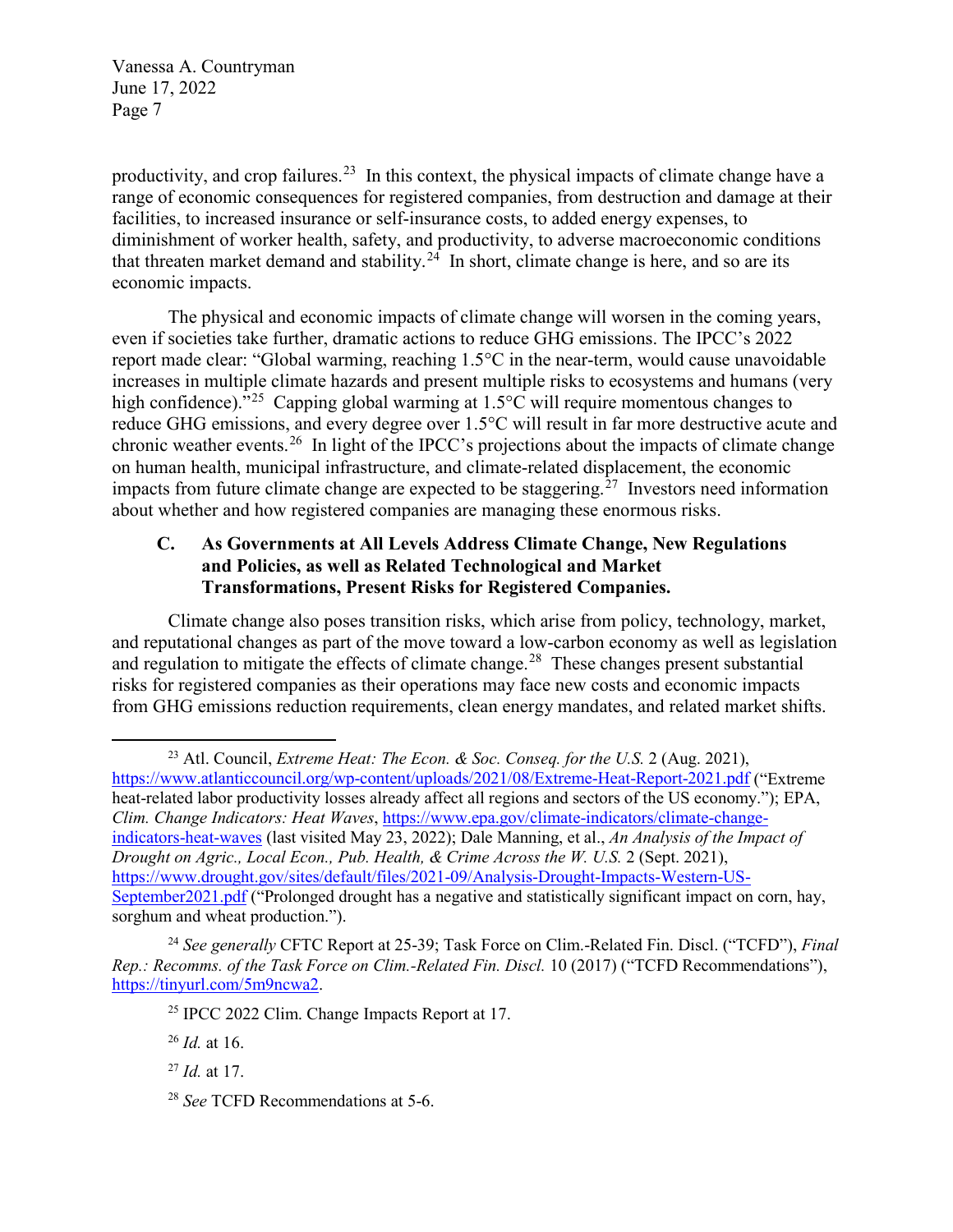productivity, and crop failures.[23] In this context, the physical impacts of climate change have a range of economic consequences for registered companies, from destruction and damage at their facilities, to increased insurance or self-insurance costs, to added energy expenses, to diminishment of worker health, safety, and productivity, to adverse macroeconomic conditions that threaten market demand and stability.[24] In short, climate change is here, and so are its economic impacts.

The physical and economic impacts of climate change will worsen in the coming years, even if societies take further, dramatic actions to reduce GHG emissions. The IPCC's 2022 report made clear: "Global warming, reaching 1.5°C in the near-term, would cause unavoidable increases in multiple climate hazards and present multiple risks to ecosystems and humans (very high confidence)."[25] Capping global warming at 1.5°C will require momentous changes to reduce GHG emissions, and every degree over 1.5°C will result in far more destructive acute and chronic weather events.[26] In light of the IPCC's projections about the impacts of climate change on human health, municipal infrastructure, and climate-related displacement, the economic impacts from future climate change are expected to be staggering.[27] Investors need information about whether and how registered companies are managing these enormous risks.

### C. As Governments at All Levels Address Climate Change, New Regulations and Policies, as well as Related Technological and Market Transformations, Present Risks for Registered Companies.

Climate change also poses transition risks, which arise from policy, technology, market, and reputational changes as part of the move toward a low-carbon economy as well as legislation and regulation to mitigate the effects of climate change.[28] These changes present substantial risks for registered companies as their operations may face new costs and economic impacts from GHG emissions reduction requirements, clean energy mandates, and related market shifts.

---

[23] Atl. Council, *Extreme Heat: The Econ. & Soc. Conseq. for the U.S.* 2 (Aug. 2021), https://www.atlanticcouncil.org/wp-content/uploads/2021/08/Extreme-Heat-Report-2021.pdf ("Extreme heat-related labor productivity losses already affect all regions and sectors of the US economy."); EPA, *Clim. Change Indicators: Heat Waves*, https://www.epa.gov/climate-indicators/climate-change-indicators-heat-waves (last visited May 23, 2022); Dale Manning, et al., *An Analysis of the Impact of Drought on Agric., Local Econ., Pub. Health, & Crime Across the W. U.S.* 2 (Sept. 2021), https://www.drought.gov/sites/default/files/2021-09/Analysis-Drought-Impacts-Western-US-September2021.pdf ("Prolonged drought has a negative and statistically significant impact on corn, hay, sorghum and wheat production.").

[24] *See generally* CFTC Report at 25-39; Task Force on Clim.-Related Fin. Discl. ("TCFD"), *Final Rep.: Recomms. of the Task Force on Clim.-Related Fin. Discl.* 10 (2017) ("TCFD Recommendations"), https://tinyurl.com/5m9ncwa2.

[25] IPCC 2022 Clim. Change Impacts Report at 17.

[26] *Id.* at 16.

[27] *Id.* at 17.

[28] *See* TCFD Recommendations at 5-6.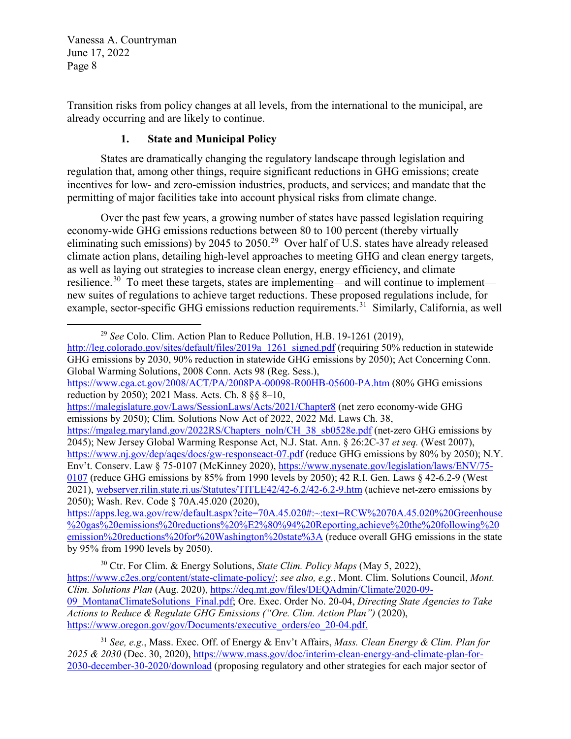Transition risks from policy changes at all levels, from the international to the municipal, are already occurring and are likely to continue.

### 1. State and Municipal Policy

States are dramatically changing the regulatory landscape through legislation and regulation that, among other things, require significant reductions in GHG emissions; create incentives for low- and zero-emission industries, products, and services; and mandate that the permitting of major facilities take into account physical risks from climate change.

Over the past few years, a growing number of states have passed legislation requiring economy-wide GHG emissions reductions between 80 to 100 percent (thereby virtually eliminating such emissions) by 2045 to 2050.[29] Over half of U.S. states have already released climate action plans, detailing high-level approaches to meeting GHG and clean energy targets, as well as laying out strategies to increase clean energy, energy efficiency, and climate resilience.[30] To meet these targets, states are implementing—and will continue to implement—new suites of regulations to achieve target reductions. These proposed regulations include, for example, sector-specific GHG emissions reduction requirements.[31] Similarly, California, as well

---

[29] *See* Colo. Clim. Action Plan to Reduce Pollution, H.B. 19-1261 (2019), http://leg.colorado.gov/sites/default/files/2019a_1261_signed.pdf (requiring 50% reduction in statewide GHG emissions by 2030, 90% reduction in statewide GHG emissions by 2050); Act Concerning Conn. Global Warming Solutions, 2008 Conn. Acts 98 (Reg. Sess.), https://www.cga.ct.gov/2008/ACT/PA/2008PA-00098-R00HB-05600-PA.htm (80% GHG emissions reduction by 2050); 2021 Mass. Acts. Ch. 8 §§ 8–10, https://malegislature.gov/Laws/SessionLaws/Acts/2021/Chapter8 (net zero economy-wide GHG emissions by 2050); Clim. Solutions Now Act of 2022, 2022 Md. Laws Ch. 38, https://mgaleg.maryland.gov/2022RS/Chapters_noln/CH_38_sb0528e.pdf (net-zero GHG emissions by 2045); New Jersey Global Warming Response Act, N.J. Stat. Ann. § 26:2C-37 *et seq.* (West 2007), https://www.nj.gov/dep/aqes/docs/gw-responseact-07.pdf (reduce GHG emissions by 80% by 2050); N.Y. Env't. Conserv. Law § 75-0107 (McKinney 2020), https://www.nysenate.gov/legislation/laws/ENV/75-0107 (reduce GHG emissions by 85% from 1990 levels by 2050); 42 R.I. Gen. Laws § 42-6.2-9 (West 2021), webserver.rilin.state.ri.us/Statutes/TITLE42/42-6.2/42-6.2-9.htm (achieve net-zero emissions by 2050); Wash. Rev. Code § 70A.45.020 (2020), https://apps.leg.wa.gov/rcw/default.aspx?cite=70A.45.020#:~:text=RCW%2070A.45.020%20Greenhouse%20gas%20emissions%20reductions%20%E2%80%94%20Reporting,achieve%20the%20following%20emission%20reductions%20for%20Washington%20state%3A (reduce overall GHG emissions in the state by 95% from 1990 levels by 2050).

[30] Ctr. For Clim. & Energy Solutions, *State Clim. Policy Maps* (May 5, 2022), https://www.c2es.org/content/state-climate-policy/; *see also, e.g.*, Mont. Clim. Solutions Council, *Mont. Clim. Solutions Plan* (Aug. 2020), https://deq.mt.gov/files/DEQAdmin/Climate/2020-09-09_MontanaClimateSolutions_Final.pdf; Ore. Exec. Order No. 20-04, *Directing State Agencies to Take Actions to Reduce & Regulate GHG Emissions ("Ore. Clim. Action Plan")* (2020), https://www.oregon.gov/gov/Documents/executive_orders/eo_20-04.pdf.

[31] *See, e.g.*, Mass. Exec. Off. of Energy & Env't Affairs, *Mass. Clean Energy & Clim. Plan for 2025 & 2030* (Dec. 30, 2020), https://www.mass.gov/doc/interim-clean-energy-and-climate-plan-for-2030-december-30-2020/download (proposing regulatory and other strategies for each major sector of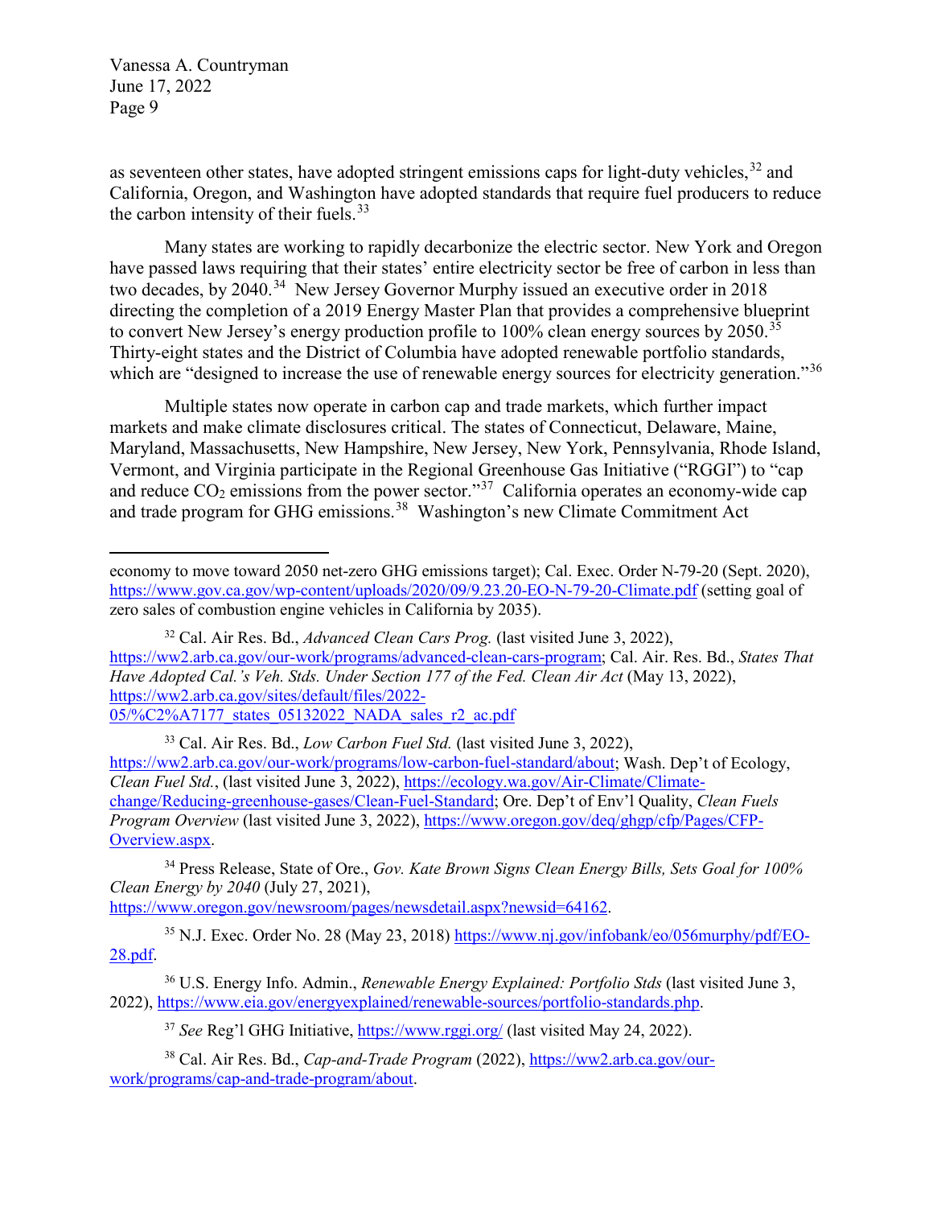as seventeen other states, have adopted stringent emissions caps for light-duty vehicles,[32] and California, Oregon, and Washington have adopted standards that require fuel producers to reduce the carbon intensity of their fuels.[33]

Many states are working to rapidly decarbonize the electric sector. New York and Oregon have passed laws requiring that their states' entire electricity sector be free of carbon in less than two decades, by 2040.[34] New Jersey Governor Murphy issued an executive order in 2018 directing the completion of a 2019 Energy Master Plan that provides a comprehensive blueprint to convert New Jersey's energy production profile to 100% clean energy sources by 2050.[35] Thirty-eight states and the District of Columbia have adopted renewable portfolio standards, which are "designed to increase the use of renewable energy sources for electricity generation."[36]

Multiple states now operate in carbon cap and trade markets, which further impact markets and make climate disclosures critical. The states of Connecticut, Delaware, Maine, Maryland, Massachusetts, New Hampshire, New Jersey, New York, Pennsylvania, Rhode Island, Vermont, and Virginia participate in the Regional Greenhouse Gas Initiative ("RGGI") to "cap and reduce $CO_2$ emissions from the power sector."[37] California operates an economy-wide cap and trade program for GHG emissions.[38] Washington's new Climate Commitment Act

---

economy to move toward 2050 net-zero GHG emissions target); Cal. Exec. Order N-79-20 (Sept. 2020), https://www.gov.ca.gov/wp-content/uploads/2020/09/9.23.20-EO-N-79-20-Climate.pdf (setting goal of zero sales of combustion engine vehicles in California by 2035).

[32] Cal. Air Res. Bd., *Advanced Clean Cars Prog.* (last visited June 3, 2022), https://ww2.arb.ca.gov/our-work/programs/advanced-clean-cars-program; Cal. Air. Res. Bd., *States That Have Adopted Cal.'s Veh. Stds. Under Section 177 of the Fed. Clean Air Act* (May 13, 2022), https://ww2.arb.ca.gov/sites/default/files/2022-05/%C2%A7177_states_05132022_NADA_sales_r2_ac.pdf

[33] Cal. Air Res. Bd., *Low Carbon Fuel Std.* (last visited June 3, 2022), https://ww2.arb.ca.gov/our-work/programs/low-carbon-fuel-standard/about; Wash. Dep't of Ecology, *Clean Fuel Std.*, (last visited June 3, 2022), https://ecology.wa.gov/Air-Climate/Climate-change/Reducing-greenhouse-gases/Clean-Fuel-Standard; Ore. Dep't of Env'l Quality, *Clean Fuels Program Overview* (last visited June 3, 2022), https://www.oregon.gov/deq/ghgp/cfp/Pages/CFP-Overview.aspx.

[34] Press Release, State of Ore., *Gov. Kate Brown Signs Clean Energy Bills, Sets Goal for 100% Clean Energy by 2040* (July 27, 2021), https://www.oregon.gov/newsroom/pages/newsdetail.aspx?newsid=64162.

[35] N.J. Exec. Order No. 28 (May 23, 2018) https://www.nj.gov/infobank/eo/056murphy/pdf/EO-28.pdf.

[36] U.S. Energy Info. Admin., *Renewable Energy Explained: Portfolio Stds* (last visited June 3, 2022), https://www.eia.gov/energyexplained/renewable-sources/portfolio-standards.php.

[37] *See* Reg'l GHG Initiative, https://www.rggi.org/ (last visited May 24, 2022).

[38] Cal. Air Res. Bd., *Cap-and-Trade Program* (2022), https://ww2.arb.ca.gov/our-work/programs/cap-and-trade-program/about.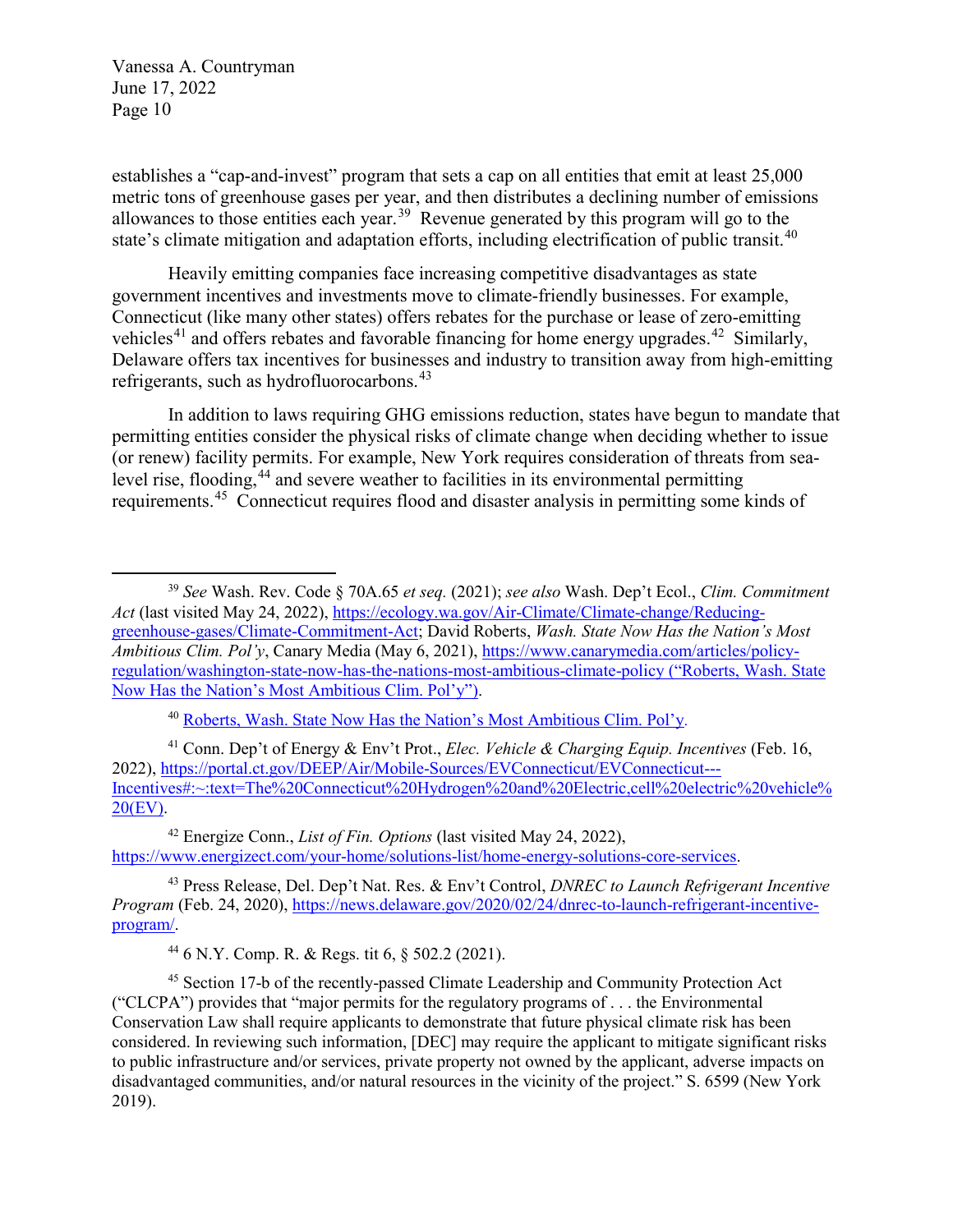establishes a "cap-and-invest" program that sets a cap on all entities that emit at least 25,000 metric tons of greenhouse gases per year, and then distributes a declining number of emissions allowances to those entities each year.[39] Revenue generated by this program will go to the state's climate mitigation and adaptation efforts, including electrification of public transit.[40]

Heavily emitting companies face increasing competitive disadvantages as state government incentives and investments move to climate-friendly businesses. For example, Connecticut (like many other states) offers rebates for the purchase or lease of zero-emitting vehicles[41] and offers rebates and favorable financing for home energy upgrades.[42] Similarly, Delaware offers tax incentives for businesses and industry to transition away from high-emitting refrigerants, such as hydrofluorocarbons.[43]

In addition to laws requiring GHG emissions reduction, states have begun to mandate that permitting entities consider the physical risks of climate change when deciding whether to issue (or renew) facility permits. For example, New York requires consideration of threats from sea-level rise, flooding,[44] and severe weather to facilities in its environmental permitting requirements.[45] Connecticut requires flood and disaster analysis in permitting some kinds of

---

[39] *See* Wash. Rev. Code § 70A.65 *et seq.* (2021); *see also* Wash. Dep't Ecol., *Clim. Commitment Act* (last visited May 24, 2022), https://ecology.wa.gov/Air-Climate/Climate-change/Reducing-greenhouse-gases/Climate-Commitment-Act; David Roberts, *Wash. State Now Has the Nation's Most Ambitious Clim. Pol'y*, Canary Media (May 6, 2021), https://www.canarymedia.com/articles/policy-regulation/washington-state-now-has-the-nations-most-ambitious-climate-policy ("Roberts, Wash. State Now Has the Nation's Most Ambitious Clim. Pol'y").

[40] Roberts, Wash. State Now Has the Nation's Most Ambitious Clim. Pol'y.

[41] Conn. Dep't of Energy & Env't Prot., *Elec. Vehicle & Charging Equip. Incentives* (Feb. 16, 2022), https://portal.ct.gov/DEEP/Air/Mobile-Sources/EVConnecticut/EVConnecticut---Incentives#:~:text=The%20Connecticut%20Hydrogen%20and%20Electric,cell%20electric%20vehicle%20(EV).

[42] Energize Conn., *List of Fin. Options* (last visited May 24, 2022), https://www.energizect.com/your-home/solutions-list/home-energy-solutions-core-services.

[43] Press Release, Del. Dep't Nat. Res. & Env't Control, *DNREC to Launch Refrigerant Incentive Program* (Feb. 24, 2020), https://news.delaware.gov/2020/02/24/dnrec-to-launch-refrigerant-incentive-program/.

[44] 6 N.Y. Comp. R. & Regs. tit 6, § 502.2 (2021).

[45] Section 17-b of the recently-passed Climate Leadership and Community Protection Act ("CLCPA") provides that "major permits for the regulatory programs of . . . the Environmental Conservation Law shall require applicants to demonstrate that future physical climate risk has been considered. In reviewing such information, [DEC] may require the applicant to mitigate significant risks to public infrastructure and/or services, private property not owned by the applicant, adverse impacts on disadvantaged communities, and/or natural resources in the vicinity of the project." S. 6599 (New York 2019).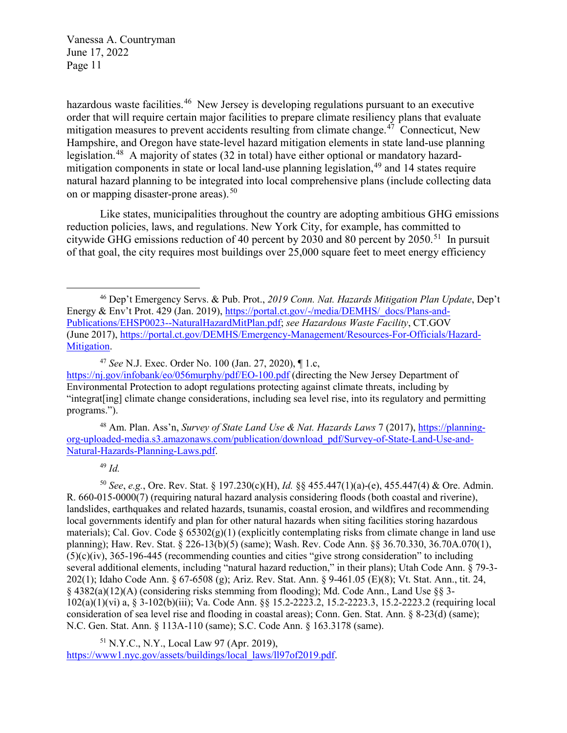hazardous waste facilities.[46] New Jersey is developing regulations pursuant to an executive order that will require certain major facilities to prepare climate resiliency plans that evaluate mitigation measures to prevent accidents resulting from climate change.[47] Connecticut, New Hampshire, and Oregon have state-level hazard mitigation elements in state land-use planning legislation.[48] A majority of states (32 in total) have either optional or mandatory hazard-mitigation components in state or local land-use planning legislation,[49] and 14 states require natural hazard planning to be integrated into local comprehensive plans (include collecting data on or mapping disaster-prone areas).[50]

Like states, municipalities throughout the country are adopting ambitious GHG emissions reduction policies, laws, and regulations. New York City, for example, has committed to citywide GHG emissions reduction of 40 percent by 2030 and 80 percent by 2050.[51] In pursuit of that goal, the city requires most buildings over 25,000 square feet to meet energy efficiency

---

[46] Dep't Emergency Servs. & Pub. Prot., *2019 Conn. Nat. Hazards Mitigation Plan Update*, Dep't Energy & Env't Prot. 429 (Jan. 2019), https://portal.ct.gov/-/media/DEMHS/_docs/Plans-and-Publications/EHSP0023--NaturalHazardMitPlan.pdf; *see Hazardous Waste Facility*, CT.GOV (June 2017), https://portal.ct.gov/DEMHS/Emergency-Management/Resources-For-Officials/Hazard-Mitigation.

[47] *See* N.J. Exec. Order No. 100 (Jan. 27, 2020), ¶ 1.c, https://nj.gov/infobank/eo/056murphy/pdf/EO-100.pdf (directing the New Jersey Department of Environmental Protection to adopt regulations protecting against climate threats, including by "integrat[ing] climate change considerations, including sea level rise, into its regulatory and permitting programs.").

[48] Am. Plan. Ass'n, *Survey of State Land Use & Nat. Hazards Laws* 7 (2017), https://planning-org-uploaded-media.s3.amazonaws.com/publication/download_pdf/Survey-of-State-Land-Use-and-Natural-Hazards-Planning-Laws.pdf.

[49] *Id.*

[50] *See*, *e.g.*, Ore. Rev. Stat. § 197.230(c)(H), *Id.* §§ 455.447(1)(a)-(e), 455.447(4) & Ore. Admin. R. 660-015-0000(7) (requiring natural hazard analysis considering floods (both coastal and riverine), landslides, earthquakes and related hazards, tsunamis, coastal erosion, and wildfires and recommending local governments identify and plan for other natural hazards when siting facilities storing hazardous materials); Cal. Gov. Code § 65302(g)(1) (explicitly contemplating risks from climate change in land use planning); Haw. Rev. Stat. § 226-13(b)(5) (same); Wash. Rev. Code Ann. §§ 36.70.330, 36.70A.070(1), (5)(c)(iv), 365-196-445 (recommending counties and cities "give strong consideration" to including several additional elements, including "natural hazard reduction," in their plans); Utah Code Ann. § 79-3-202(1); Idaho Code Ann. § 67-6508 (g); Ariz. Rev. Stat. Ann. § 9-461.05 (E)(8); Vt. Stat. Ann., tit. 24, § 4382(a)(12)(A) (considering risks stemming from flooding); Md. Code Ann., Land Use §§ 3-102(a)(1)(vi) a, § 3-102(b)(iii); Va. Code Ann. §§ 15.2-2223.2, 15.2-2223.3, 15.2-2223.2 (requiring local consideration of sea level rise and flooding in coastal areas); Conn. Gen. Stat. Ann. § 8-23(d) (same); N.C. Gen. Stat. Ann. § 113A-110 (same); S.C. Code Ann. § 163.3178 (same).

[51] N.Y.C., N.Y., Local Law 97 (Apr. 2019), https://www1.nyc.gov/assets/buildings/local_laws/ll97of2019.pdf.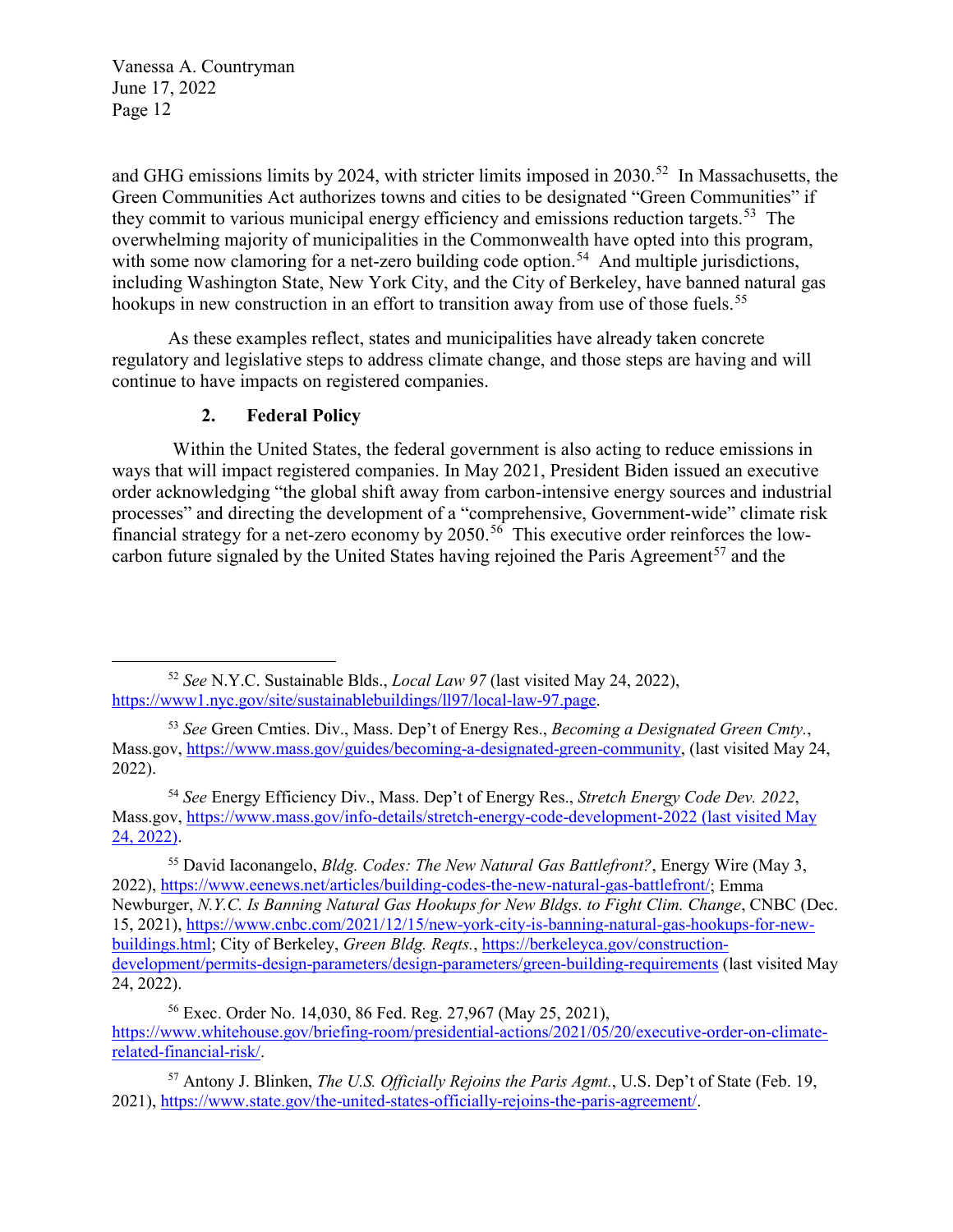and GHG emissions limits by 2024, with stricter limits imposed in 2030.[52] In Massachusetts, the Green Communities Act authorizes towns and cities to be designated "Green Communities" if they commit to various municipal energy efficiency and emissions reduction targets.[53] The overwhelming majority of municipalities in the Commonwealth have opted into this program, with some now clamoring for a net-zero building code option.[54] And multiple jurisdictions, including Washington State, New York City, and the City of Berkeley, have banned natural gas hookups in new construction in an effort to transition away from use of those fuels.[55]

As these examples reflect, states and municipalities have already taken concrete regulatory and legislative steps to address climate change, and those steps are having and will continue to have impacts on registered companies.

### 2. Federal Policy

Within the United States, the federal government is also acting to reduce emissions in ways that will impact registered companies. In May 2021, President Biden issued an executive order acknowledging "the global shift away from carbon-intensive energy sources and industrial processes" and directing the development of a "comprehensive, Government-wide" climate risk financial strategy for a net-zero economy by 2050.[56] This executive order reinforces the low-carbon future signaled by the United States having rejoined the Paris Agreement[57] and the

---

[52] *See* N.Y.C. Sustainable Blds., *Local Law 97* (last visited May 24, 2022), https://www1.nyc.gov/site/sustainablebuildings/ll97/local-law-97.page.

[53] *See* Green Cmties. Div., Mass. Dep't of Energy Res., *Becoming a Designated Green Cmty.*, Mass.gov, https://www.mass.gov/guides/becoming-a-designated-green-community, (last visited May 24, 2022).

[54] *See* Energy Efficiency Div., Mass. Dep't of Energy Res., *Stretch Energy Code Dev. 2022*, Mass.gov, https://www.mass.gov/info-details/stretch-energy-code-development-2022 (last visited May 24, 2022).

[55] David Iaconangelo, *Bldg. Codes: The New Natural Gas Battlefront?*, Energy Wire (May 3, 2022), https://www.eenews.net/articles/building-codes-the-new-natural-gas-battlefront/; Emma Newburger, *N.Y.C. Is Banning Natural Gas Hookups for New Bldgs. to Fight Clim. Change*, CNBC (Dec. 15, 2021), https://www.cnbc.com/2021/12/15/new-york-city-is-banning-natural-gas-hookups-for-new-buildings.html; City of Berkeley, *Green Bldg. Reqts.*, https://berkeleyca.gov/construction-development/permits-design-parameters/design-parameters/green-building-requirements (last visited May 24, 2022).

[56] Exec. Order No. 14,030, 86 Fed. Reg. 27,967 (May 25, 2021), https://www.whitehouse.gov/briefing-room/presidential-actions/2021/05/20/executive-order-on-climate-related-financial-risk/.

[57] Antony J. Blinken, *The U.S. Officially Rejoins the Paris Agmt.*, U.S. Dep't of State (Feb. 19, 2021), https://www.state.gov/the-united-states-officially-rejoins-the-paris-agreement/.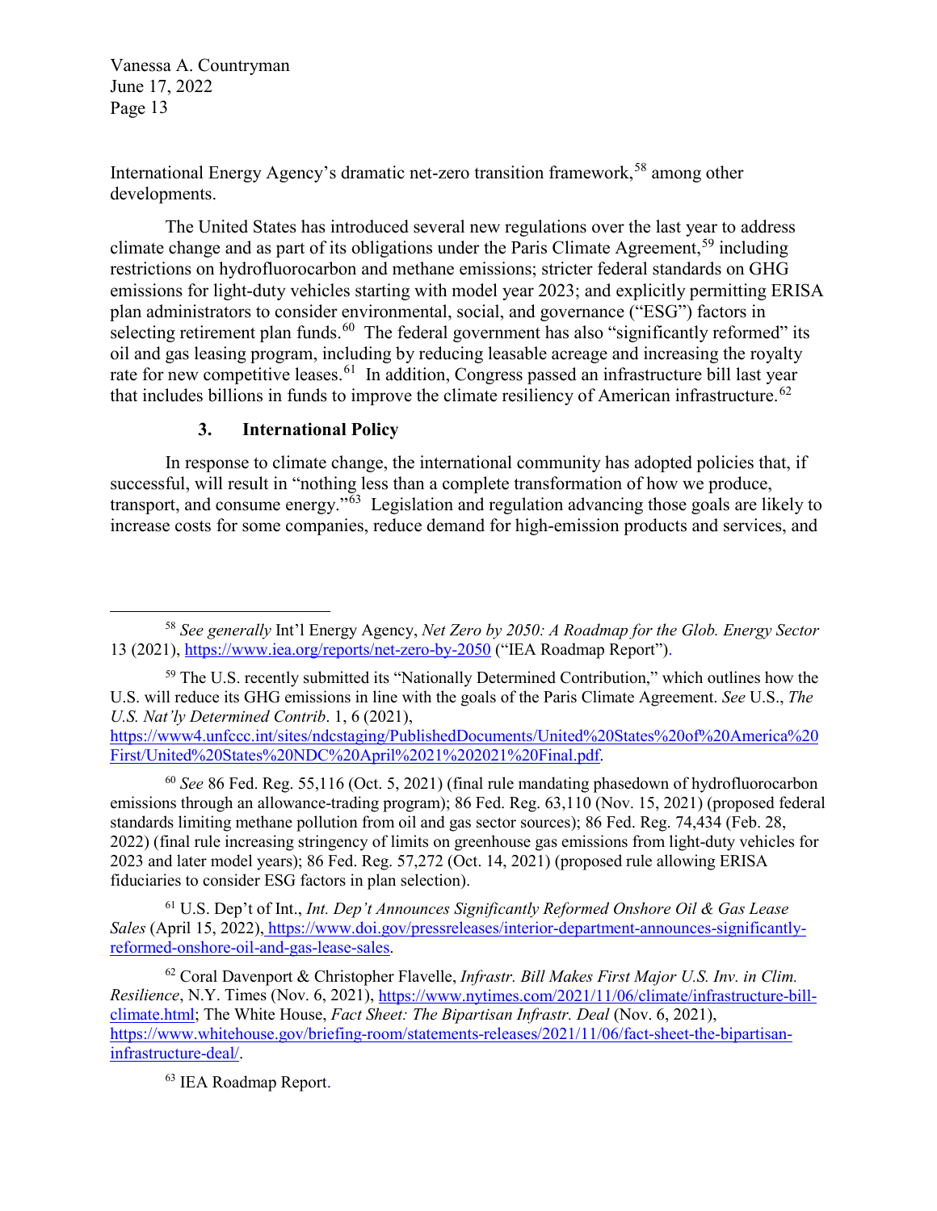International Energy Agency's dramatic net-zero transition framework,[58] among other developments.

The United States has introduced several new regulations over the last year to address climate change and as part of its obligations under the Paris Climate Agreement,[59] including restrictions on hydrofluorocarbon and methane emissions; stricter federal standards on GHG emissions for light-duty vehicles starting with model year 2023; and explicitly permitting ERISA plan administrators to consider environmental, social, and governance ("ESG") factors in selecting retirement plan funds.[60] The federal government has also "significantly reformed" its oil and gas leasing program, including by reducing leasable acreage and increasing the royalty rate for new competitive leases.[61] In addition, Congress passed an infrastructure bill last year that includes billions in funds to improve the climate resiliency of American infrastructure.[62]

### 3. International Policy

In response to climate change, the international community has adopted policies that, if successful, will result in "nothing less than a complete transformation of how we produce, transport, and consume energy."[63] Legislation and regulation advancing those goals are likely to increase costs for some companies, reduce demand for high-emission products and services, and

---

[58] *See generally* Int'l Energy Agency, *Net Zero by 2050: A Roadmap for the Glob. Energy Sector* 13 (2021), https://www.iea.org/reports/net-zero-by-2050 ("IEA Roadmap Report").

[59] The U.S. recently submitted its "Nationally Determined Contribution," which outlines how the U.S. will reduce its GHG emissions in line with the goals of the Paris Climate Agreement. *See* U.S., *The U.S. Nat'ly Determined Contrib*. 1, 6 (2021), https://www4.unfccc.int/sites/ndcstaging/PublishedDocuments/United%20States%20of%20America%20First/United%20States%20NDC%20April%2021%202021%20Final.pdf.

[60] *See* 86 Fed. Reg. 55,116 (Oct. 5, 2021) (final rule mandating phasedown of hydrofluorocarbon emissions through an allowance-trading program); 86 Fed. Reg. 63,110 (Nov. 15, 2021) (proposed federal standards limiting methane pollution from oil and gas sector sources); 86 Fed. Reg. 74,434 (Feb. 28, 2022) (final rule increasing stringency of limits on greenhouse gas emissions from light-duty vehicles for 2023 and later model years); 86 Fed. Reg. 57,272 (Oct. 14, 2021) (proposed rule allowing ERISA fiduciaries to consider ESG factors in plan selection).

[61] U.S. Dep't of Int., *Int. Dep't Announces Significantly Reformed Onshore Oil & Gas Lease Sales* (April 15, 2022), https://www.doi.gov/pressreleases/interior-department-announces-significantly-reformed-onshore-oil-and-gas-lease-sales.

[62] Coral Davenport & Christopher Flavelle, *Infrastr. Bill Makes First Major U.S. Inv. in Clim. Resilience*, N.Y. Times (Nov. 6, 2021), https://www.nytimes.com/2021/11/06/climate/infrastructure-bill-climate.html; The White House, *Fact Sheet: The Bipartisan Infrastr. Deal* (Nov. 6, 2021), https://www.whitehouse.gov/briefing-room/statements-releases/2021/11/06/fact-sheet-the-bipartisan-infrastructure-deal/.

[63] IEA Roadmap Report.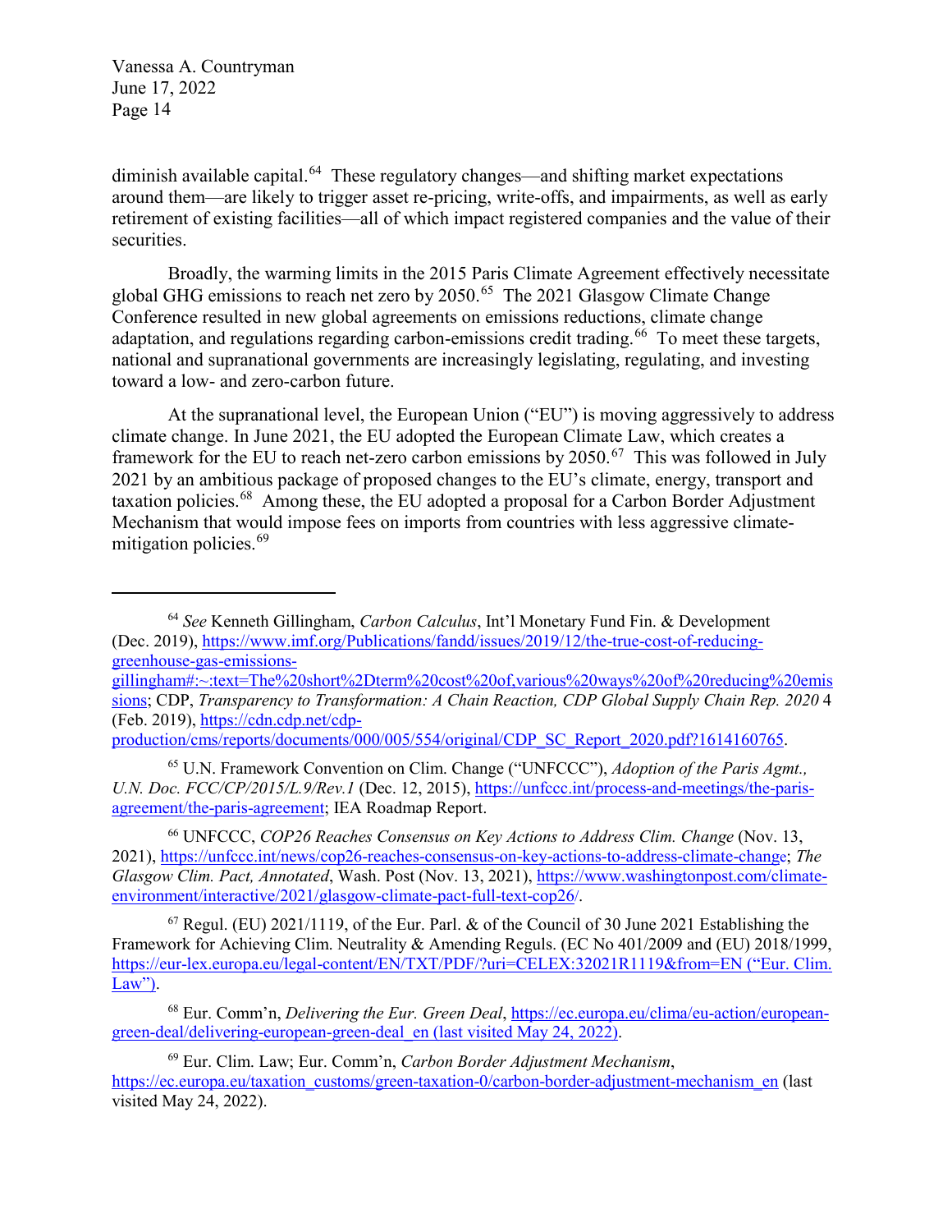diminish available capital.[64] These regulatory changes—and shifting market expectations around them—are likely to trigger asset re-pricing, write-offs, and impairments, as well as early retirement of existing facilities—all of which impact registered companies and the value of their securities.

Broadly, the warming limits in the 2015 Paris Climate Agreement effectively necessitate global GHG emissions to reach net zero by 2050.[65] The 2021 Glasgow Climate Change Conference resulted in new global agreements on emissions reductions, climate change adaptation, and regulations regarding carbon-emissions credit trading.[66] To meet these targets, national and supranational governments are increasingly legislating, regulating, and investing toward a low- and zero-carbon future.

At the supranational level, the European Union ("EU") is moving aggressively to address climate change. In June 2021, the EU adopted the European Climate Law, which creates a framework for the EU to reach net-zero carbon emissions by 2050.[67] This was followed in July 2021 by an ambitious package of proposed changes to the EU's climate, energy, transport and taxation policies.[68] Among these, the EU adopted a proposal for a Carbon Border Adjustment Mechanism that would impose fees on imports from countries with less aggressive climate-mitigation policies.[69]

---

[64] *See* Kenneth Gillingham, *Carbon Calculus*, Int'l Monetary Fund Fin. & Development (Dec. 2019), https://www.imf.org/Publications/fandd/issues/2019/12/the-true-cost-of-reducing-greenhouse-gas-emissions-gillingham#:~:text=The%20short%2Dterm%20cost%20of,various%20ways%20of%20reducing%20emissions; CDP, *Transparency to Transformation: A Chain Reaction, CDP Global Supply Chain Rep. 2020* 4 (Feb. 2019), https://cdn.cdp.net/cdp-production/cms/reports/documents/000/005/554/original/CDP_SC_Report_2020.pdf?1614160765.

[65] U.N. Framework Convention on Clim. Change ("UNFCCC"), *Adoption of the Paris Agmt., U.N. Doc. FCC/CP/2015/L.9/Rev.1* (Dec. 12, 2015), https://unfccc.int/process-and-meetings/the-paris-agreement/the-paris-agreement; IEA Roadmap Report.

[66] UNFCCC, *COP26 Reaches Consensus on Key Actions to Address Clim. Change* (Nov. 13, 2021), https://unfccc.int/news/cop26-reaches-consensus-on-key-actions-to-address-climate-change; *The Glasgow Clim. Pact, Annotated*, Wash. Post (Nov. 13, 2021), https://www.washingtonpost.com/climate-environment/interactive/2021/glasgow-climate-pact-full-text-cop26/.

[67] Regul. (EU) 2021/1119, of the Eur. Parl. & of the Council of 30 June 2021 Establishing the Framework for Achieving Clim. Neutrality & Amending Reguls. (EC No 401/2009 and (EU) 2018/1999, https://eur-lex.europa.eu/legal-content/EN/TXT/PDF/?uri=CELEX:32021R1119&from=EN ("Eur. Clim. Law").

[68] Eur. Comm'n, *Delivering the Eur. Green Deal*, https://ec.europa.eu/clima/eu-action/european-green-deal/delivering-european-green-deal_en (last visited May 24, 2022).

[69] Eur. Clim. Law; Eur. Comm'n, *Carbon Border Adjustment Mechanism*, https://ec.europa.eu/taxation_customs/green-taxation-0/carbon-border-adjustment-mechanism_en (last visited May 24, 2022).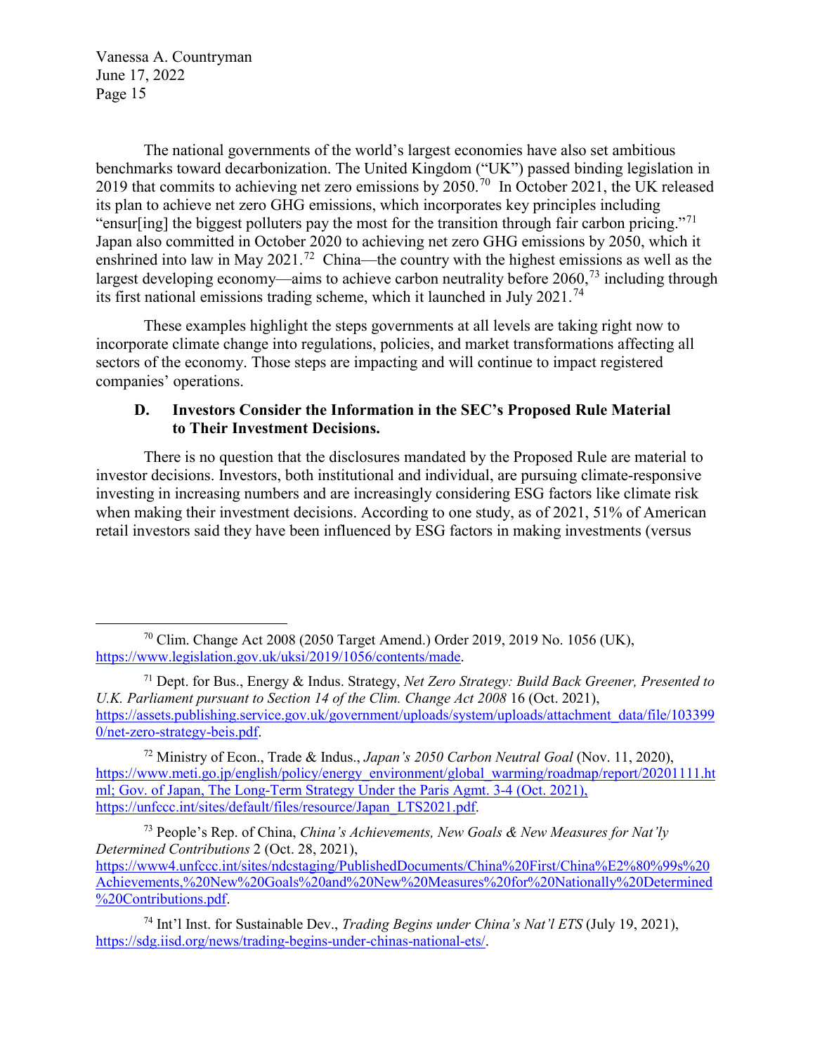The national governments of the world's largest economies have also set ambitious benchmarks toward decarbonization. The United Kingdom ("UK") passed binding legislation in 2019 that commits to achieving net zero emissions by 2050.[70] In October 2021, the UK released its plan to achieve net zero GHG emissions, which incorporates key principles including "ensur[ing] the biggest polluters pay the most for the transition through fair carbon pricing."[71] Japan also committed in October 2020 to achieving net zero GHG emissions by 2050, which it enshrined into law in May 2021.[72] China—the country with the highest emissions as well as the largest developing economy—aims to achieve carbon neutrality before 2060,[73] including through its first national emissions trading scheme, which it launched in July 2021.[74]

These examples highlight the steps governments at all levels are taking right now to incorporate climate change into regulations, policies, and market transformations affecting all sectors of the economy. Those steps are impacting and will continue to impact registered companies' operations.

### D. Investors Consider the Information in the SEC's Proposed Rule Material to Their Investment Decisions.

There is no question that the disclosures mandated by the Proposed Rule are material to investor decisions. Investors, both institutional and individual, are pursuing climate-responsive investing in increasing numbers and are increasingly considering ESG factors like climate risk when making their investment decisions. According to one study, as of 2021, 51% of American retail investors said they have been influenced by ESG factors in making investments (versus

---

[70] Clim. Change Act 2008 (2050 Target Amend.) Order 2019, 2019 No. 1056 (UK), https://www.legislation.gov.uk/uksi/2019/1056/contents/made.

[71] Dept. for Bus., Energy & Indus. Strategy, *Net Zero Strategy: Build Back Greener, Presented to U.K. Parliament pursuant to Section 14 of the Clim. Change Act 2008* 16 (Oct. 2021), https://assets.publishing.service.gov.uk/government/uploads/system/uploads/attachment_data/file/1033990/net-zero-strategy-beis.pdf.

[72] Ministry of Econ., Trade & Indus., *Japan's 2050 Carbon Neutral Goal* (Nov. 11, 2020), https://www.meti.go.jp/english/policy/energy_environment/global_warming/roadmap/report/20201111.html; Gov. of Japan, The Long-Term Strategy Under the Paris Agmt. 3-4 (Oct. 2021), https://unfccc.int/sites/default/files/resource/Japan_LTS2021.pdf.

[73] People's Rep. of China, *China's Achievements, New Goals & New Measures for Nat'ly Determined Contributions* 2 (Oct. 28, 2021), https://www4.unfccc.int/sites/ndcstaging/PublishedDocuments/China%20First/China%E2%80%99s%20Achievements,%20New%20Goals%20and%20New%20Measures%20for%20Nationally%20Determined%20Contributions.pdf.

[74] Int'l Inst. for Sustainable Dev., *Trading Begins under China's Nat'l ETS* (July 19, 2021), https://sdg.iisd.org/news/trading-begins-under-chinas-national-ets/.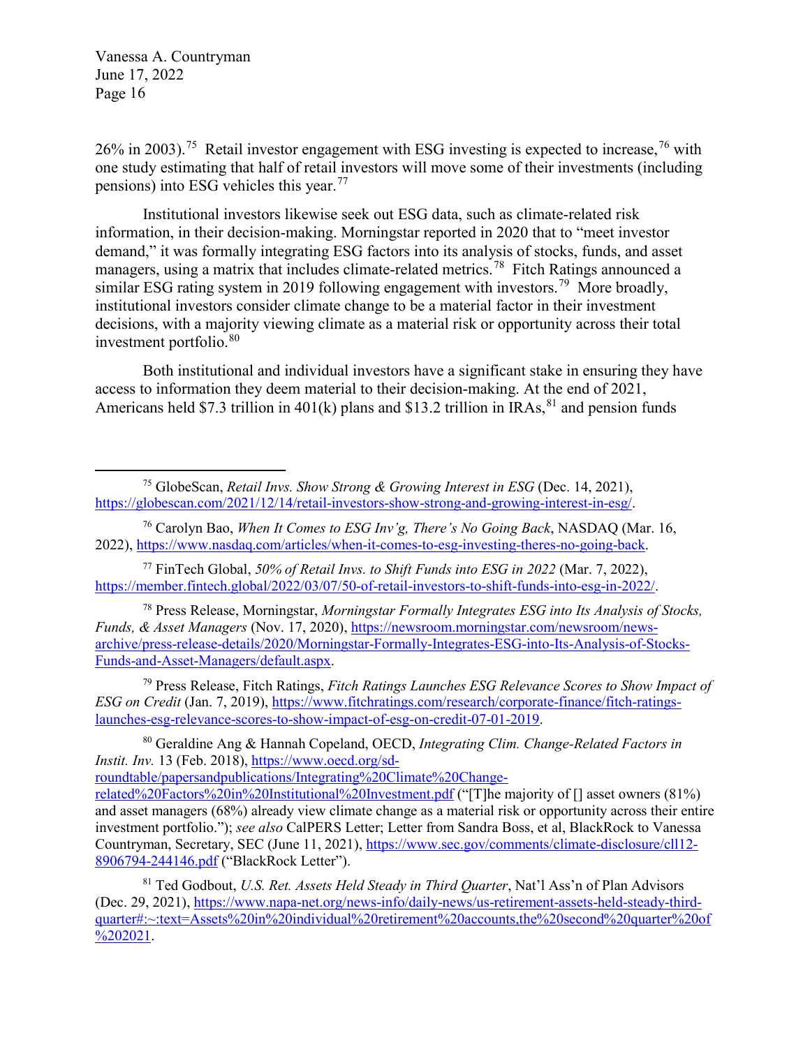26% in 2003).[75] Retail investor engagement with ESG investing is expected to increase,[76] with one study estimating that half of retail investors will move some of their investments (including pensions) into ESG vehicles this year.[77]

Institutional investors likewise seek out ESG data, such as climate-related risk information, in their decision-making. Morningstar reported in 2020 that to "meet investor demand," it was formally integrating ESG factors into its analysis of stocks, funds, and asset managers, using a matrix that includes climate-related metrics.[78] Fitch Ratings announced a similar ESG rating system in 2019 following engagement with investors.[79] More broadly, institutional investors consider climate change to be a material factor in their investment decisions, with a majority viewing climate as a material risk or opportunity across their total investment portfolio.[80]

Both institutional and individual investors have a significant stake in ensuring they have access to information they deem material to their decision-making. At the end of 2021, Americans held $7.3 trillion in 401(k) plans and $13.2 trillion in IRAs,[81] and pension funds

---

[75] GlobeScan, *Retail Invs. Show Strong & Growing Interest in ESG* (Dec. 14, 2021), https://globescan.com/2021/12/14/retail-investors-show-strong-and-growing-interest-in-esg/.

[76] Carolyn Bao, *When It Comes to ESG Inv'g, There's No Going Back*, NASDAQ (Mar. 16, 2022), https://www.nasdaq.com/articles/when-it-comes-to-esg-investing-theres-no-going-back.

[77] FinTech Global, *50% of Retail Invs. to Shift Funds into ESG in 2022* (Mar. 7, 2022), https://member.fintech.global/2022/03/07/50-of-retail-investors-to-shift-funds-into-esg-in-2022/.

[78] Press Release, Morningstar, *Morningstar Formally Integrates ESG into Its Analysis of Stocks, Funds, & Asset Managers* (Nov. 17, 2020), https://newsroom.morningstar.com/newsroom/news-archive/press-release-details/2020/Morningstar-Formally-Integrates-ESG-into-Its-Analysis-of-Stocks-Funds-and-Asset-Managers/default.aspx.

[79] Press Release, Fitch Ratings, *Fitch Ratings Launches ESG Relevance Scores to Show Impact of ESG on Credit* (Jan. 7, 2019), https://www.fitchratings.com/research/corporate-finance/fitch-ratings-launches-esg-relevance-scores-to-show-impact-of-esg-on-credit-07-01-2019.

[80] Geraldine Ang & Hannah Copeland, OECD, *Integrating Clim. Change-Related Factors in Instit. Inv.* 13 (Feb. 2018), https://www.oecd.org/sd-roundtable/papersandpublications/Integrating%20Climate%20Change-related%20Factors%20in%20Institutional%20Investment.pdf ("[T]he majority of [] asset owners (81%) and asset managers (68%) already view climate change as a material risk or opportunity across their entire investment portfolio."); *see also* CalPERS Letter; Letter from Sandra Boss, et al, BlackRock to Vanessa Countryman, Secretary, SEC (June 11, 2021), https://www.sec.gov/comments/climate-disclosure/cll12-8906794-244146.pdf ("BlackRock Letter").

[81] Ted Godbout, *U.S. Ret. Assets Held Steady in Third Quarter*, Nat'l Ass'n of Plan Advisors (Dec. 29, 2021), https://www.napa-net.org/news-info/daily-news/us-retirement-assets-held-steady-third-quarter#:~:text=Assets%20in%20individual%20retirement%20accounts,the%20second%20quarter%20of%202021.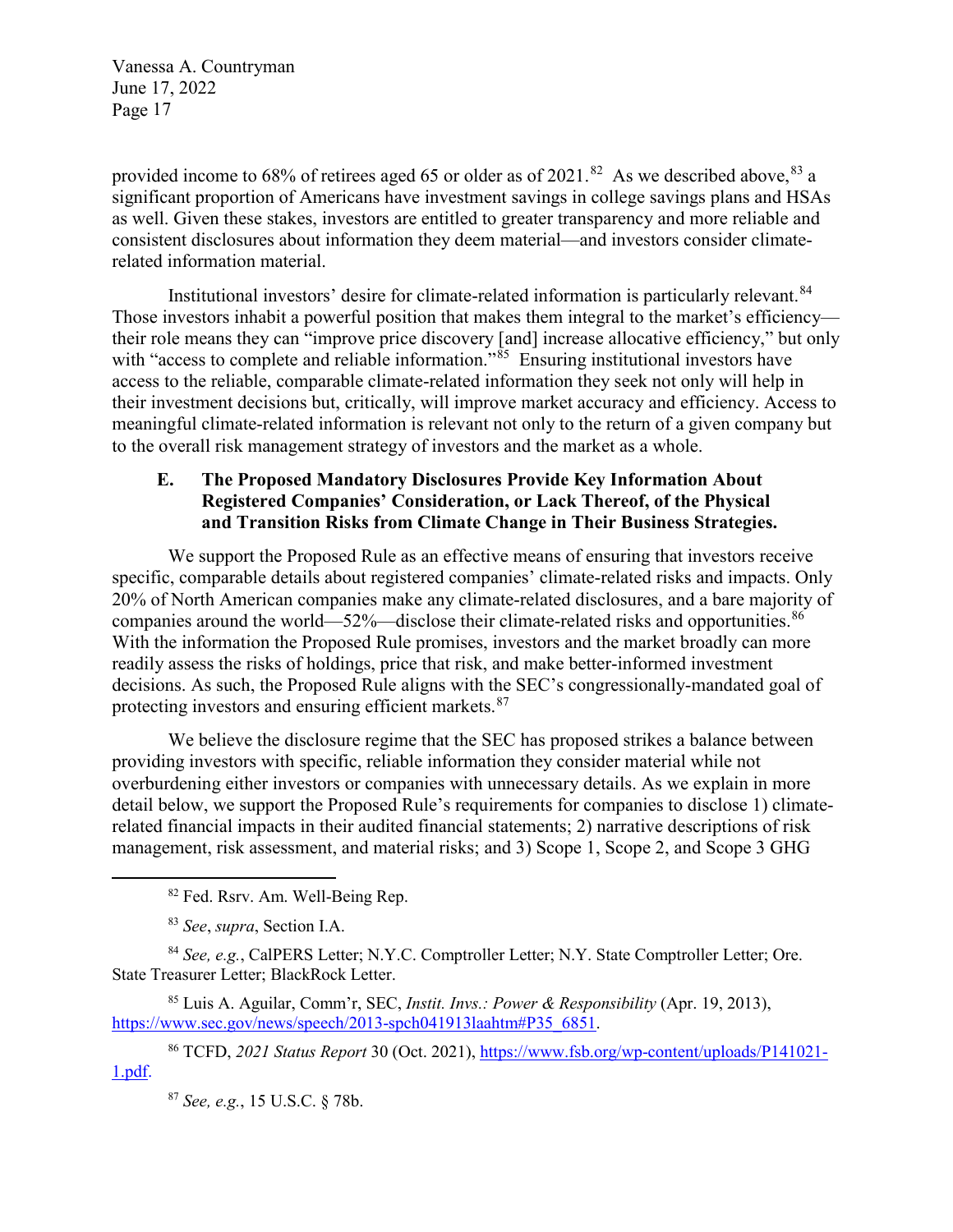provided income to 68% of retirees aged 65 or older as of 2021.[82] As we described above,[83] a significant proportion of Americans have investment savings in college savings plans and HSAs as well. Given these stakes, investors are entitled to greater transparency and more reliable and consistent disclosures about information they deem material—and investors consider climate-related information material.

Institutional investors' desire for climate-related information is particularly relevant.[84] Those investors inhabit a powerful position that makes them integral to the market's efficiency—their role means they can "improve price discovery [and] increase allocative efficiency," but only with "access to complete and reliable information."[85] Ensuring institutional investors have access to the reliable, comparable climate-related information they seek not only will help in their investment decisions but, critically, will improve market accuracy and efficiency. Access to meaningful climate-related information is relevant not only to the return of a given company but to the overall risk management strategy of investors and the market as a whole.

### E. The Proposed Mandatory Disclosures Provide Key Information About Registered Companies' Consideration, or Lack Thereof, of the Physical and Transition Risks from Climate Change in Their Business Strategies.

We support the Proposed Rule as an effective means of ensuring that investors receive specific, comparable details about registered companies' climate-related risks and impacts. Only 20% of North American companies make any climate-related disclosures, and a bare majority of companies around the world—52%—disclose their climate-related risks and opportunities.[86] With the information the Proposed Rule promises, investors and the market broadly can more readily assess the risks of holdings, price that risk, and make better-informed investment decisions. As such, the Proposed Rule aligns with the SEC's congressionally-mandated goal of protecting investors and ensuring efficient markets.[87]

We believe the disclosure regime that the SEC has proposed strikes a balance between providing investors with specific, reliable information they consider material while not overburdening either investors or companies with unnecessary details. As we explain in more detail below, we support the Proposed Rule's requirements for companies to disclose 1) climate-related financial impacts in their audited financial statements; 2) narrative descriptions of risk management, risk assessment, and material risks; and 3) Scope 1, Scope 2, and Scope 3 GHG

---

[82] Fed. Rsrv. Am. Well-Being Rep.

[83] *See*, *supra*, Section I.A.

[84] *See, e.g.*, CalPERS Letter; N.Y.C. Comptroller Letter; N.Y. State Comptroller Letter; Ore. State Treasurer Letter; BlackRock Letter.

[85] Luis A. Aguilar, Comm'r, SEC, *Instit. Invs.: Power & Responsibility* (Apr. 19, 2013), https://www.sec.gov/news/speech/2013-spch041913laahtm#P35_6851.

[86] TCFD, *2021 Status Report* 30 (Oct. 2021), https://www.fsb.org/wp-content/uploads/P141021-1.pdf.

[87] *See, e.g.*, 15 U.S.C. § 78b.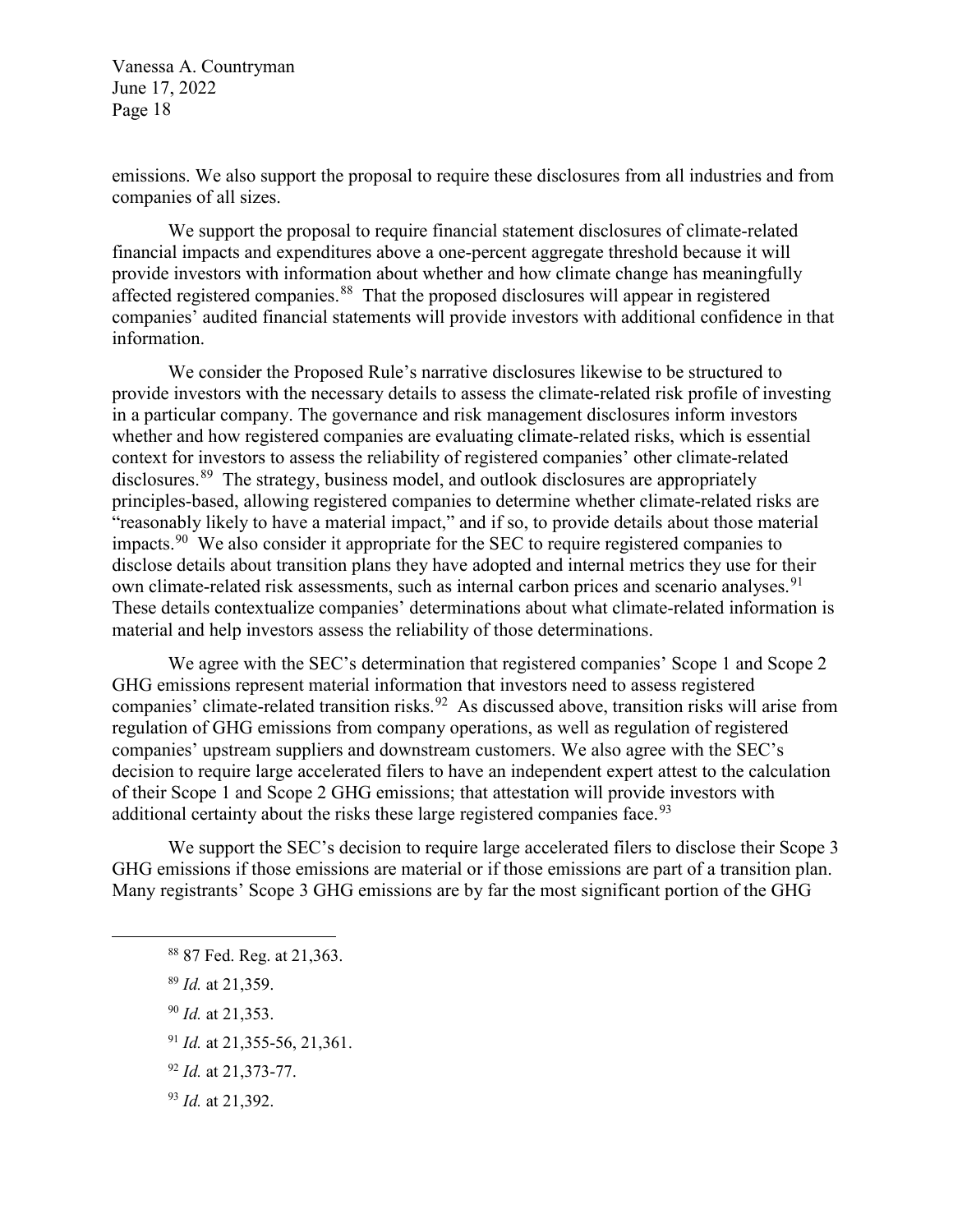emissions. We also support the proposal to require these disclosures from all industries and from companies of all sizes.

We support the proposal to require financial statement disclosures of climate-related financial impacts and expenditures above a one-percent aggregate threshold because it will provide investors with information about whether and how climate change has meaningfully affected registered companies.[88] That the proposed disclosures will appear in registered companies' audited financial statements will provide investors with additional confidence in that information.

We consider the Proposed Rule's narrative disclosures likewise to be structured to provide investors with the necessary details to assess the climate-related risk profile of investing in a particular company. The governance and risk management disclosures inform investors whether and how registered companies are evaluating climate-related risks, which is essential context for investors to assess the reliability of registered companies' other climate-related disclosures.[89] The strategy, business model, and outlook disclosures are appropriately principles-based, allowing registered companies to determine whether climate-related risks are "reasonably likely to have a material impact," and if so, to provide details about those material impacts.[90] We also consider it appropriate for the SEC to require registered companies to disclose details about transition plans they have adopted and internal metrics they use for their own climate-related risk assessments, such as internal carbon prices and scenario analyses.[91] These details contextualize companies' determinations about what climate-related information is material and help investors assess the reliability of those determinations.

We agree with the SEC's determination that registered companies' Scope 1 and Scope 2 GHG emissions represent material information that investors need to assess registered companies' climate-related transition risks.[92] As discussed above, transition risks will arise from regulation of GHG emissions from company operations, as well as regulation of registered companies' upstream suppliers and downstream customers. We also agree with the SEC's decision to require large accelerated filers to have an independent expert attest to the calculation of their Scope 1 and Scope 2 GHG emissions; that attestation will provide investors with additional certainty about the risks these large registered companies face.[93]

We support the SEC's decision to require large accelerated filers to disclose their Scope 3 GHG emissions if those emissions are material or if those emissions are part of a transition plan. Many registrants' Scope 3 GHG emissions are by far the most significant portion of the GHG

---

[88] 87 Fed. Reg. at 21,363.

[89] *Id.* at 21,359.

[90] *Id.* at 21,353.

[91] *Id.* at 21,355-56, 21,361.

[92] *Id.* at 21,373-77.

[93] *Id.* at 21,392.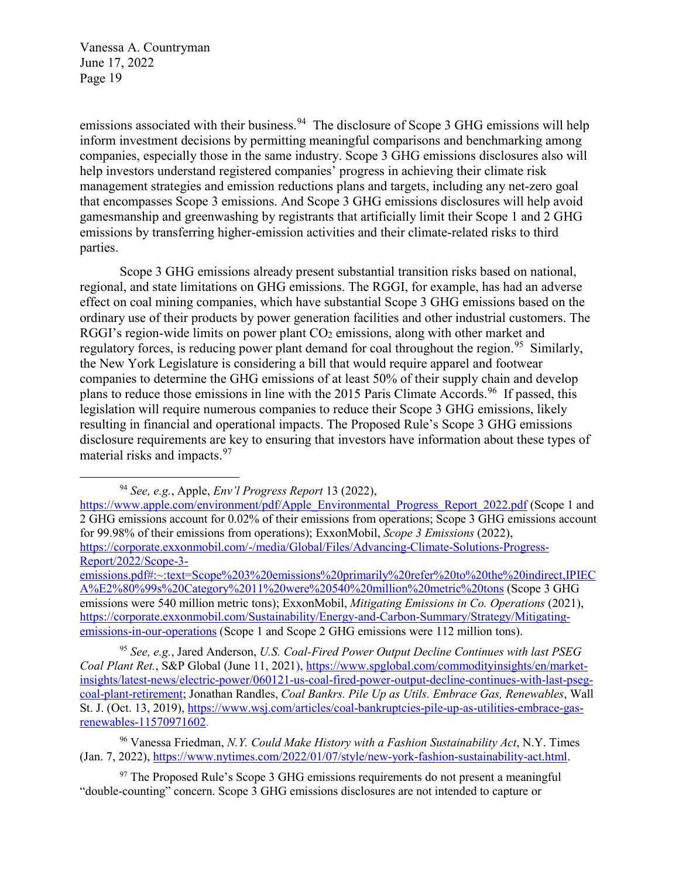emissions associated with their business.[94] The disclosure of Scope 3 GHG emissions will help inform investment decisions by permitting meaningful comparisons and benchmarking among companies, especially those in the same industry. Scope 3 GHG emissions disclosures also will help investors understand registered companies' progress in achieving their climate risk management strategies and emission reductions plans and targets, including any net-zero goal that encompasses Scope 3 emissions. And Scope 3 GHG emissions disclosures will help avoid gamesmanship and greenwashing by registrants that artificially limit their Scope 1 and 2 GHG emissions by transferring higher-emission activities and their climate-related risks to third parties.

Scope 3 GHG emissions already present substantial transition risks based on national, regional, and state limitations on GHG emissions. The RGGI, for example, has had an adverse effect on coal mining companies, which have substantial Scope 3 GHG emissions based on the ordinary use of their products by power generation facilities and other industrial customers. The RGGI's region-wide limits on power plant $CO_2$ emissions, along with other market and regulatory forces, is reducing power plant demand for coal throughout the region.[95] Similarly, the New York Legislature is considering a bill that would require apparel and footwear companies to determine the GHG emissions of at least 50% of their supply chain and develop plans to reduce those emissions in line with the 2015 Paris Climate Accords.[96] If passed, this legislation will require numerous companies to reduce their Scope 3 GHG emissions, likely resulting in financial and operational impacts. The Proposed Rule's Scope 3 GHG emissions disclosure requirements are key to ensuring that investors have information about these types of material risks and impacts.[97]

---

[94] *See, e.g.*, Apple, *Env'l Progress Report* 13 (2022), https://www.apple.com/environment/pdf/Apple_Environmental_Progress_Report_2022.pdf (Scope 1 and 2 GHG emissions account for 0.02% of their emissions from operations; Scope 3 GHG emissions account for 99.98% of their emissions from operations); ExxonMobil, *Scope 3 Emissions* (2022), https://corporate.exxonmobil.com/-/media/Global/Files/Advancing-Climate-Solutions-Progress-Report/2022/Scope-3-emissions.pdf#:~:text=Scope%203%20emissions%20primarily%20refer%20to%20the%20indirect,IPIECA%E2%80%99s%20Category%2011%20were%20540%20million%20metric%20tons (Scope 3 GHG emissions were 540 million metric tons); ExxonMobil, *Mitigating Emissions in Co. Operations* (2021), https://corporate.exxonmobil.com/Sustainability/Energy-and-Carbon-Summary/Strategy/Mitigating-emissions-in-our-operations (Scope 1 and Scope 2 GHG emissions were 112 million tons).

[95] *See, e.g.*, Jared Anderson, *U.S. Coal-Fired Power Output Decline Continues with last PSEG Coal Plant Ret.*, S&P Global (June 11, 2021), https://www.spglobal.com/commodityinsights/en/market-insights/latest-news/electric-power/060121-us-coal-fired-power-output-decline-continues-with-last-pseg-coal-plant-retirement; Jonathan Randles, *Coal Bankrs. Pile Up as Utils. Embrace Gas, Renewables*, Wall St. J. (Oct. 13, 2019), https://www.wsj.com/articles/coal-bankruptcies-pile-up-as-utilities-embrace-gas-renewables-11570971602.

[96] Vanessa Friedman, *N.Y. Could Make History with a Fashion Sustainability Act*, N.Y. Times (Jan. 7, 2022), https://www.nytimes.com/2022/01/07/style/new-york-fashion-sustainability-act.html.

[97] The Proposed Rule's Scope 3 GHG emissions requirements do not present a meaningful "double-counting" concern. Scope 3 GHG emissions disclosures are not intended to capture or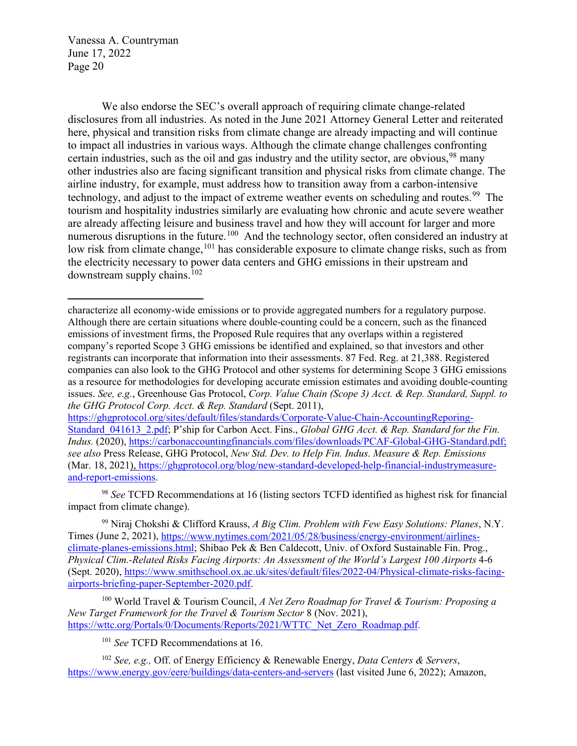We also endorse the SEC's overall approach of requiring climate change-related disclosures from all industries. As noted in the June 2021 Attorney General Letter and reiterated here, physical and transition risks from climate change are already impacting and will continue to impact all industries in various ways. Although the climate change challenges confronting certain industries, such as the oil and gas industry and the utility sector, are obvious,[98] many other industries also are facing significant transition and physical risks from climate change. The airline industry, for example, must address how to transition away from a carbon-intensive technology, and adjust to the impact of extreme weather events on scheduling and routes.[99] The tourism and hospitality industries similarly are evaluating how chronic and acute severe weather are already affecting leisure and business travel and how they will account for larger and more numerous disruptions in the future.[100] And the technology sector, often considered an industry at low risk from climate change,[101] has considerable exposure to climate change risks, such as from the electricity necessary to power data centers and GHG emissions in their upstream and downstream supply chains.[102]

---

characterize all economy-wide emissions or to provide aggregated numbers for a regulatory purpose. Although there are certain situations where double-counting could be a concern, such as the financed emissions of investment firms, the Proposed Rule requires that any overlaps within a registered company's reported Scope 3 GHG emissions be identified and explained, so that investors and other registrants can incorporate that information into their assessments. 87 Fed. Reg. at 21,388. Registered companies can also look to the GHG Protocol and other systems for determining Scope 3 GHG emissions as a resource for methodologies for developing accurate emission estimates and avoiding double-counting issues. *See, e.g.*, Greenhouse Gas Protocol, *Corp. Value Chain (Scope 3) Acct. & Rep. Standard, Suppl. to the GHG Protocol Corp. Acct. & Rep. Standard* (Sept. 2011), https://ghgprotocol.org/sites/default/files/standards/Corporate-Value-Chain-AccountingReporing-Standard_041613_2.pdf; P'ship for Carbon Acct. Fins., *Global GHG Acct. & Rep. Standard for the Fin. Indus.* (2020), https://carbonaccountingfinancials.com/files/downloads/PCAF-Global-GHG-Standard.pdf; *see also* Press Release, GHG Protocol, *New Std. Dev. to Help Fin. Indus. Measure & Rep. Emissions* (Mar. 18, 2021), https://ghgprotocol.org/blog/new-standard-developed-help-financial-industrymeasure-and-report-emissions.

[98] *See* TCFD Recommendations at 16 (listing sectors TCFD identified as highest risk for financial impact from climate change).

[99] Niraj Chokshi & Clifford Krauss, *A Big Clim. Problem with Few Easy Solutions: Planes*, N.Y. Times (June 2, 2021), https://www.nytimes.com/2021/05/28/business/energy-environment/airlines-climate-planes-emissions.html; Shibao Pek & Ben Caldecott, Univ. of Oxford Sustainable Fin. Prog., *Physical Clim.-Related Risks Facing Airports: An Assessment of the World's Largest 100 Airports* 4-6 (Sept. 2020), https://www.smithschool.ox.ac.uk/sites/default/files/2022-04/Physical-climate-risks-facing-airports-briefing-paper-September-2020.pdf.

[100] World Travel & Tourism Council, *A Net Zero Roadmap for Travel & Tourism: Proposing a New Target Framework for the Travel & Tourism Sector* 8 (Nov. 2021), https://wttc.org/Portals/0/Documents/Reports/2021/WTTC_Net_Zero_Roadmap.pdf.

[101] *See* TCFD Recommendations at 16.

[102] *See, e.g.,* Off. of Energy Efficiency & Renewable Energy, *Data Centers & Servers*, https://www.energy.gov/eere/buildings/data-centers-and-servers (last visited June 6, 2022); Amazon,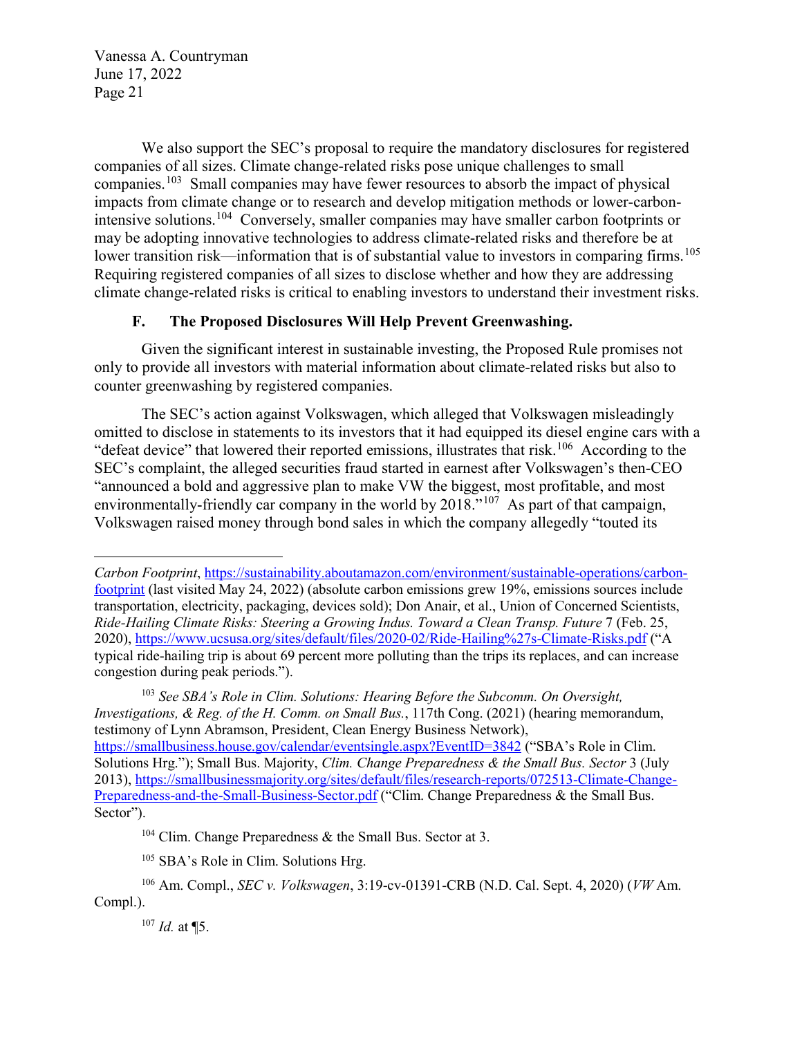We also support the SEC's proposal to require the mandatory disclosures for registered companies of all sizes. Climate change-related risks pose unique challenges to small companies.[103] Small companies may have fewer resources to absorb the impact of physical impacts from climate change or to research and develop mitigation methods or lower-carbon-intensive solutions.[104] Conversely, smaller companies may have smaller carbon footprints or may be adopting innovative technologies to address climate-related risks and therefore be at lower transition risk—information that is of substantial value to investors in comparing firms.[105] Requiring registered companies of all sizes to disclose whether and how they are addressing climate change-related risks is critical to enabling investors to understand their investment risks.

### F. The Proposed Disclosures Will Help Prevent Greenwashing.

Given the significant interest in sustainable investing, the Proposed Rule promises not only to provide all investors with material information about climate-related risks but also to counter greenwashing by registered companies.

The SEC's action against Volkswagen, which alleged that Volkswagen misleadingly omitted to disclose in statements to its investors that it had equipped its diesel engine cars with a "defeat device" that lowered their reported emissions, illustrates that risk.[106] According to the SEC's complaint, the alleged securities fraud started in earnest after Volkswagen's then-CEO "announced a bold and aggressive plan to make VW the biggest, most profitable, and most environmentally-friendly car company in the world by 2018."[107] As part of that campaign, Volkswagen raised money through bond sales in which the company allegedly "touted its

---

*Carbon Footprint*, https://sustainability.aboutamazon.com/environment/sustainable-operations/carbon-footprint (last visited May 24, 2022) (absolute carbon emissions grew 19%, emissions sources include transportation, electricity, packaging, devices sold); Don Anair, et al., Union of Concerned Scientists, *Ride-Hailing Climate Risks: Steering a Growing Indus. Toward a Clean Transp. Future* 7 (Feb. 25, 2020), https://www.ucsusa.org/sites/default/files/2020-02/Ride-Hailing%27s-Climate-Risks.pdf ("A typical ride-hailing trip is about 69 percent more polluting than the trips its replaces, and can increase congestion during peak periods.").

[103] *See SBA's Role in Clim. Solutions: Hearing Before the Subcomm. On Oversight, Investigations, & Reg. of the H. Comm. on Small Bus.*, 117th Cong. (2021) (hearing memorandum, testimony of Lynn Abramson, President, Clean Energy Business Network), https://smallbusiness.house.gov/calendar/eventsingle.aspx?EventID=3842 ("SBA's Role in Clim. Solutions Hrg."); Small Bus. Majority, *Clim. Change Preparedness & the Small Bus. Sector* 3 (July 2013), https://smallbusinessmajority.org/sites/default/files/research-reports/072513-Climate-Change-Preparedness-and-the-Small-Business-Sector.pdf ("Clim. Change Preparedness & the Small Bus. Sector").

[104] Clim. Change Preparedness & the Small Bus. Sector at 3.

[105] SBA's Role in Clim. Solutions Hrg.

[106] Am. Compl., *SEC v. Volkswagen*, 3:19-cv-01391-CRB (N.D. Cal. Sept. 4, 2020) (*VW* Am. Compl.).

[107] *Id.* at ¶5.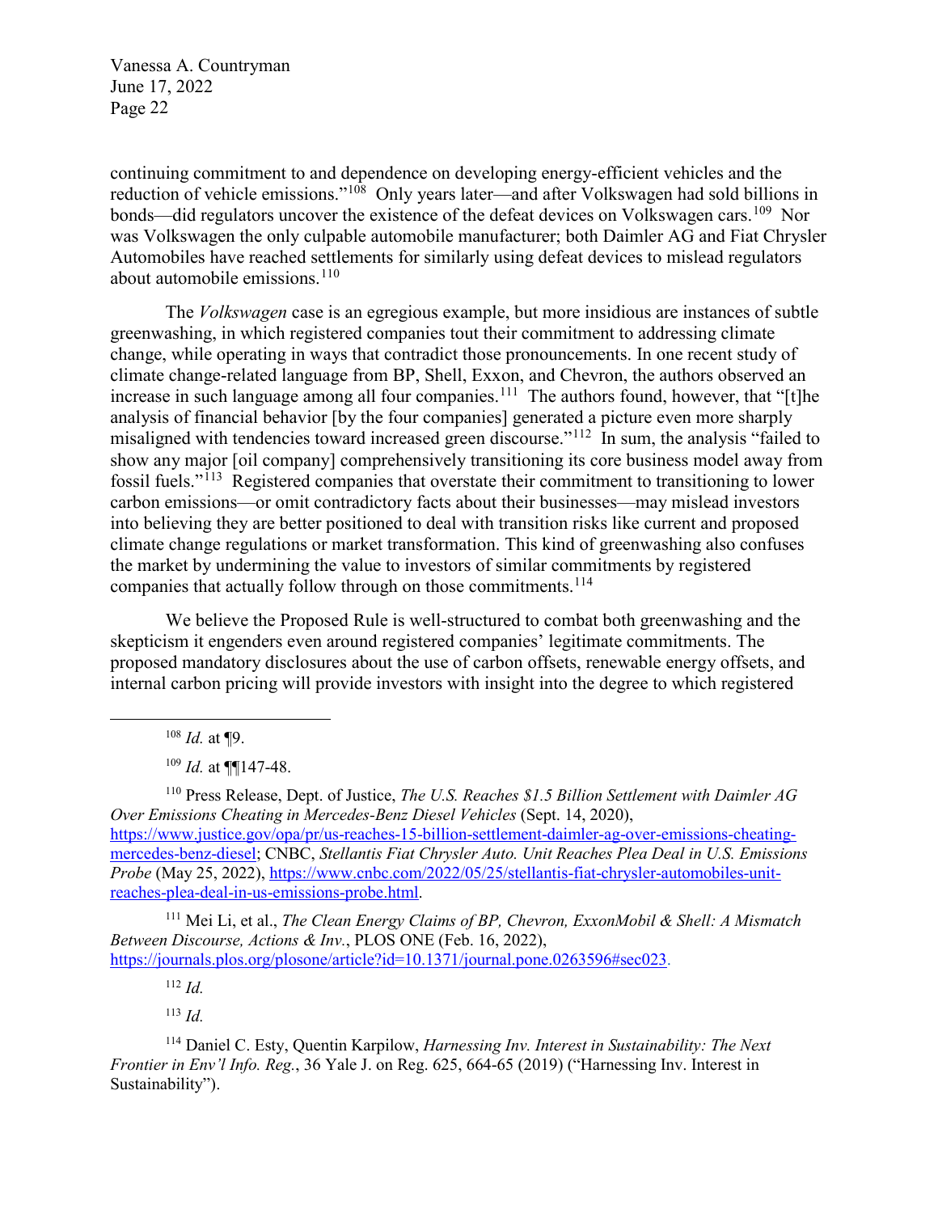continuing commitment to and dependence on developing energy-efficient vehicles and the reduction of vehicle emissions."[108] Only years later—and after Volkswagen had sold billions in bonds—did regulators uncover the existence of the defeat devices on Volkswagen cars.[109] Nor was Volkswagen the only culpable automobile manufacturer; both Daimler AG and Fiat Chrysler Automobiles have reached settlements for similarly using defeat devices to mislead regulators about automobile emissions.[110]

The *Volkswagen* case is an egregious example, but more insidious are instances of subtle greenwashing, in which registered companies tout their commitment to addressing climate change, while operating in ways that contradict those pronouncements. In one recent study of climate change-related language from BP, Shell, Exxon, and Chevron, the authors observed an increase in such language among all four companies.[111] The authors found, however, that "[t]he analysis of financial behavior [by the four companies] generated a picture even more sharply misaligned with tendencies toward increased green discourse."[112] In sum, the analysis "failed to show any major [oil company] comprehensively transitioning its core business model away from fossil fuels."[113] Registered companies that overstate their commitment to transitioning to lower carbon emissions—or omit contradictory facts about their businesses—may mislead investors into believing they are better positioned to deal with transition risks like current and proposed climate change regulations or market transformation. This kind of greenwashing also confuses the market by undermining the value to investors of similar commitments by registered companies that actually follow through on those commitments.[114]

We believe the Proposed Rule is well-structured to combat both greenwashing and the skepticism it engenders even around registered companies' legitimate commitments. The proposed mandatory disclosures about the use of carbon offsets, renewable energy offsets, and internal carbon pricing will provide investors with insight into the degree to which registered

---

[108] *Id.* at ¶9.

[109] *Id.* at ¶¶147-48.

[110] Press Release, Dept. of Justice, *The U.S. Reaches $1.5 Billion Settlement with Daimler AG Over Emissions Cheating in Mercedes-Benz Diesel Vehicles* (Sept. 14, 2020), https://www.justice.gov/opa/pr/us-reaches-15-billion-settlement-daimler-ag-over-emissions-cheating-mercedes-benz-diesel; CNBC, *Stellantis Fiat Chrysler Auto. Unit Reaches Plea Deal in U.S. Emissions Probe* (May 25, 2022), https://www.cnbc.com/2022/05/25/stellantis-fiat-chrysler-automobiles-unit-reaches-plea-deal-in-us-emissions-probe.html.

[111] Mei Li, et al., *The Clean Energy Claims of BP, Chevron, ExxonMobil & Shell: A Mismatch Between Discourse, Actions & Inv.*, PLOS ONE (Feb. 16, 2022), https://journals.plos.org/plosone/article?id=10.1371/journal.pone.0263596#sec023.

[112] *Id.*

[113] *Id.*

[114] Daniel C. Esty, Quentin Karpilow, *Harnessing Inv. Interest in Sustainability: The Next Frontier in Env'l Info. Reg.*, 36 Yale J. on Reg. 625, 664-65 (2019) ("Harnessing Inv. Interest in Sustainability").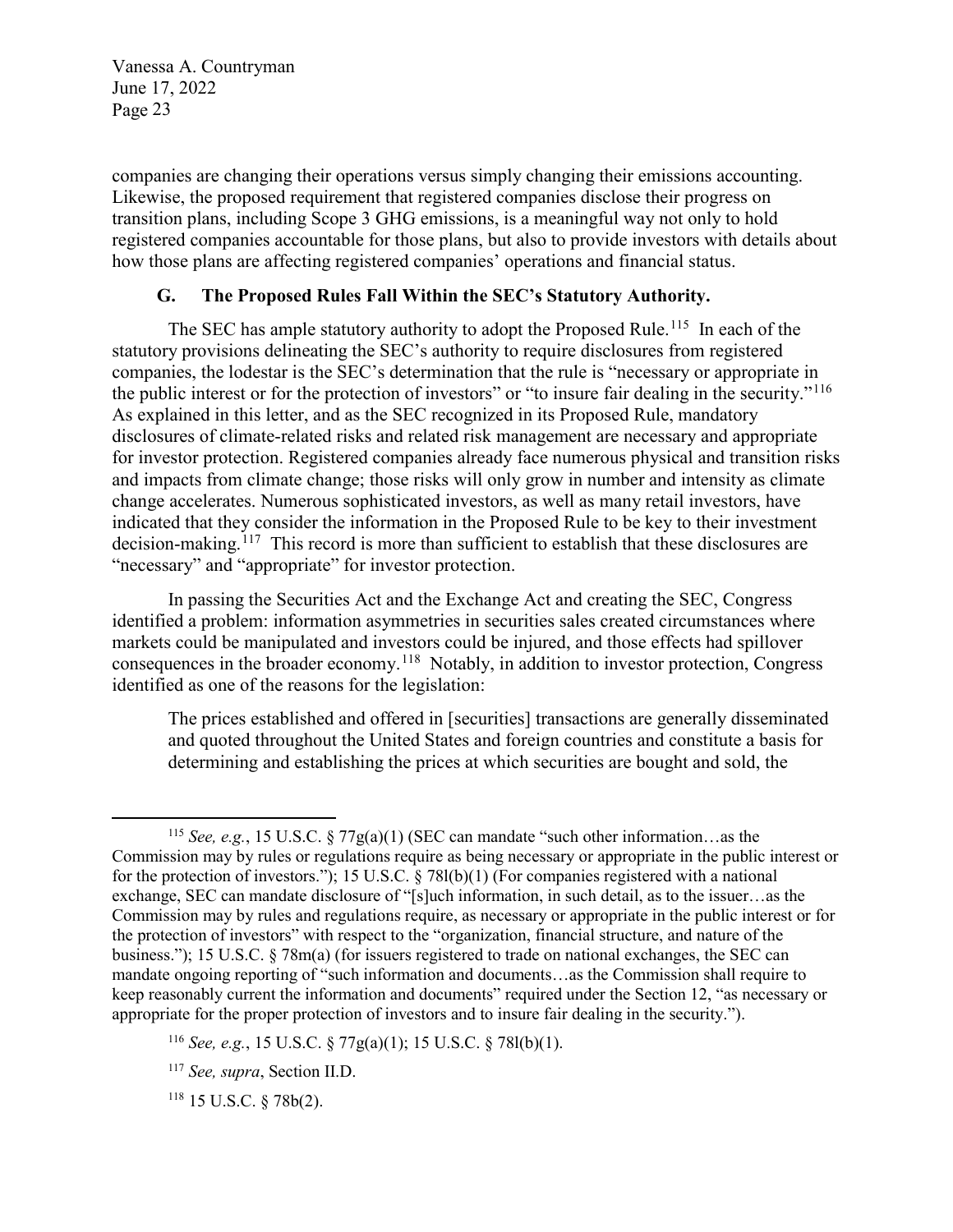companies are changing their operations versus simply changing their emissions accounting. Likewise, the proposed requirement that registered companies disclose their progress on transition plans, including Scope 3 GHG emissions, is a meaningful way not only to hold registered companies accountable for those plans, but also to provide investors with details about how those plans are affecting registered companies' operations and financial status.

### G. The Proposed Rules Fall Within the SEC's Statutory Authority.

The SEC has ample statutory authority to adopt the Proposed Rule.[115] In each of the statutory provisions delineating the SEC's authority to require disclosures from registered companies, the lodestar is the SEC's determination that the rule is "necessary or appropriate in the public interest or for the protection of investors" or "to insure fair dealing in the security."[116] As explained in this letter, and as the SEC recognized in its Proposed Rule, mandatory disclosures of climate-related risks and related risk management are necessary and appropriate for investor protection. Registered companies already face numerous physical and transition risks and impacts from climate change; those risks will only grow in number and intensity as climate change accelerates. Numerous sophisticated investors, as well as many retail investors, have indicated that they consider the information in the Proposed Rule to be key to their investment decision-making.[117] This record is more than sufficient to establish that these disclosures are "necessary" and "appropriate" for investor protection.

In passing the Securities Act and the Exchange Act and creating the SEC, Congress identified a problem: information asymmetries in securities sales created circumstances where markets could be manipulated and investors could be injured, and those effects had spillover consequences in the broader economy.[118] Notably, in addition to investor protection, Congress identified as one of the reasons for the legislation:

> The prices established and offered in [securities] transactions are generally disseminated and quoted throughout the United States and foreign countries and constitute a basis for determining and establishing the prices at which securities are bought and sold, the

---

[115] *See, e.g.*, 15 U.S.C. § 77g(a)(1) (SEC can mandate "such other information…as the Commission may by rules or regulations require as being necessary or appropriate in the public interest or for the protection of investors."); 15 U.S.C. § 78l(b)(1) (For companies registered with a national exchange, SEC can mandate disclosure of "[s]uch information, in such detail, as to the issuer…as the Commission may by rules and regulations require, as necessary or appropriate in the public interest or for the protection of investors" with respect to the "organization, financial structure, and nature of the business."); 15 U.S.C. § 78m(a) (for issuers registered to trade on national exchanges, the SEC can mandate ongoing reporting of "such information and documents…as the Commission shall require to keep reasonably current the information and documents" required under the Section 12, "as necessary or appropriate for the proper protection of investors and to insure fair dealing in the security.").

[116] *See, e.g.*, 15 U.S.C. § 77g(a)(1); 15 U.S.C. § 78l(b)(1).

[117] *See, supra*, Section II.D.

[118] 15 U.S.C. § 78b(2).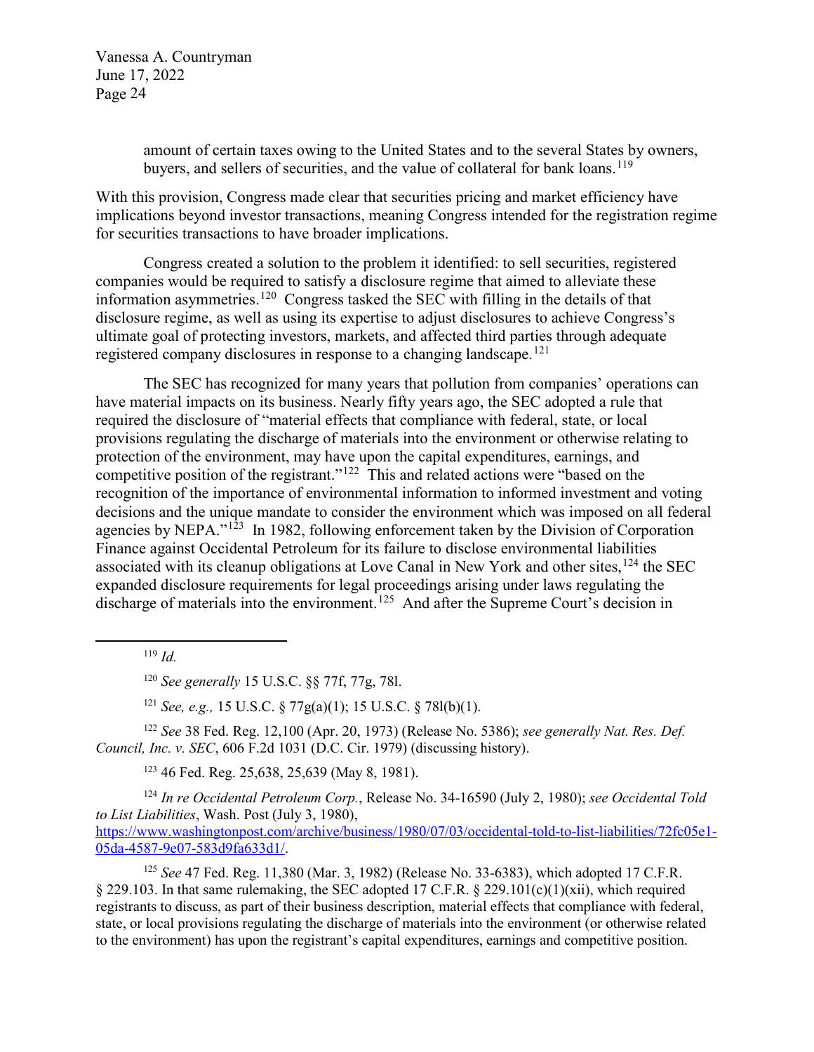> amount of certain taxes owing to the United States and to the several States by owners, buyers, and sellers of securities, and the value of collateral for bank loans.[119]

With this provision, Congress made clear that securities pricing and market efficiency have implications beyond investor transactions, meaning Congress intended for the registration regime for securities transactions to have broader implications.

Congress created a solution to the problem it identified: to sell securities, registered companies would be required to satisfy a disclosure regime that aimed to alleviate these information asymmetries.[120] Congress tasked the SEC with filling in the details of that disclosure regime, as well as using its expertise to adjust disclosures to achieve Congress's ultimate goal of protecting investors, markets, and affected third parties through adequate registered company disclosures in response to a changing landscape.[121]

The SEC has recognized for many years that pollution from companies' operations can have material impacts on its business. Nearly fifty years ago, the SEC adopted a rule that required the disclosure of "material effects that compliance with federal, state, or local provisions regulating the discharge of materials into the environment or otherwise relating to protection of the environment, may have upon the capital expenditures, earnings, and competitive position of the registrant."[122] This and related actions were "based on the recognition of the importance of environmental information to informed investment and voting decisions and the unique mandate to consider the environment which was imposed on all federal agencies by NEPA."[123] In 1982, following enforcement taken by the Division of Corporation Finance against Occidental Petroleum for its failure to disclose environmental liabilities associated with its cleanup obligations at Love Canal in New York and other sites,[124] the SEC expanded disclosure requirements for legal proceedings arising under laws regulating the discharge of materials into the environment.[125] And after the Supreme Court's decision in

---

[119] *Id.*

[120] *See generally* 15 U.S.C. §§ 77f, 77g, 78l.

[121] *See, e.g.,* 15 U.S.C. § 77g(a)(1); 15 U.S.C. § 78l(b)(1).

[122] *See* 38 Fed. Reg. 12,100 (Apr. 20, 1973) (Release No. 5386); *see generally Nat. Res. Def. Council, Inc. v. SEC*, 606 F.2d 1031 (D.C. Cir. 1979) (discussing history).

[123] 46 Fed. Reg. 25,638, 25,639 (May 8, 1981).

[124] *In re Occidental Petroleum Corp.*, Release No. 34-16590 (July 2, 1980); *see Occidental Told to List Liabilities*, Wash. Post (July 3, 1980), https://www.washingtonpost.com/archive/business/1980/07/03/occidental-told-to-list-liabilities/72fc05e1-05da-4587-9e07-583d9fa633d1/.

[125] *See* 47 Fed. Reg. 11,380 (Mar. 3, 1982) (Release No. 33-6383), which adopted 17 C.F.R. § 229.103. In that same rulemaking, the SEC adopted 17 C.F.R. § 229.101(c)(1)(xii), which required registrants to discuss, as part of their business description, material effects that compliance with federal, state, or local provisions regulating the discharge of materials into the environment (or otherwise related to the environment) has upon the registrant's capital expenditures, earnings and competitive position.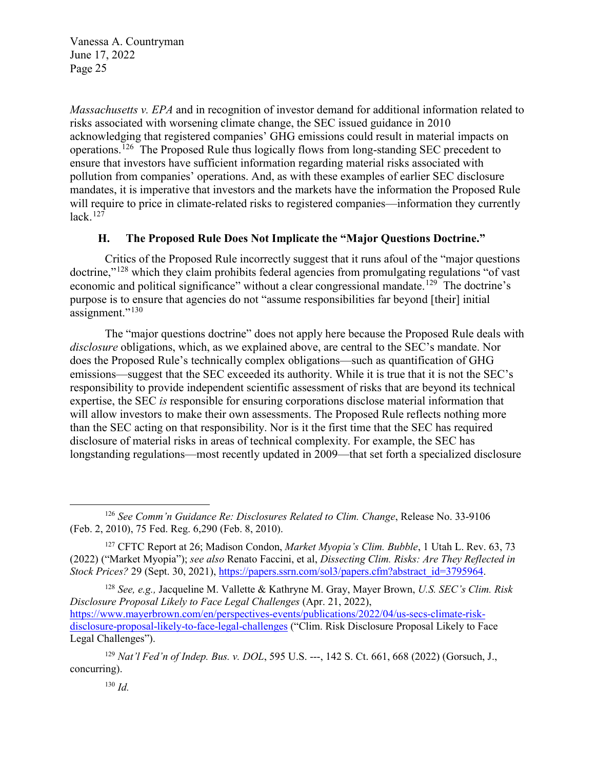*Massachusetts v. EPA* and in recognition of investor demand for additional information related to risks associated with worsening climate change, the SEC issued guidance in 2010 acknowledging that registered companies' GHG emissions could result in material impacts on operations.[126] The Proposed Rule thus logically flows from long-standing SEC precedent to ensure that investors have sufficient information regarding material risks associated with pollution from companies' operations. And, as with these examples of earlier SEC disclosure mandates, it is imperative that investors and the markets have the information the Proposed Rule will require to price in climate-related risks to registered companies—information they currently lack.[127]

### H. The Proposed Rule Does Not Implicate the "Major Questions Doctrine."

Critics of the Proposed Rule incorrectly suggest that it runs afoul of the "major questions doctrine,"[128] which they claim prohibits federal agencies from promulgating regulations "of vast economic and political significance" without a clear congressional mandate.[129] The doctrine's purpose is to ensure that agencies do not "assume responsibilities far beyond [their] initial assignment."[130]

The "major questions doctrine" does not apply here because the Proposed Rule deals with *disclosure* obligations, which, as we explained above, are central to the SEC's mandate. Nor does the Proposed Rule's technically complex obligations—such as quantification of GHG emissions—suggest that the SEC exceeded its authority. While it is true that it is not the SEC's responsibility to provide independent scientific assessment of risks that are beyond its technical expertise, the SEC *is* responsible for ensuring corporations disclose material information that will allow investors to make their own assessments. The Proposed Rule reflects nothing more than the SEC acting on that responsibility. Nor is it the first time that the SEC has required disclosure of material risks in areas of technical complexity. For example, the SEC has longstanding regulations—most recently updated in 2009—that set forth a specialized disclosure

---

[126] *See Comm'n Guidance Re: Disclosures Related to Clim. Change*, Release No. 33-9106 (Feb. 2, 2010), 75 Fed. Reg. 6,290 (Feb. 8, 2010).

[127] CFTC Report at 26; Madison Condon, *Market Myopia's Clim. Bubble*, 1 Utah L. Rev. 63, 73 (2022) ("Market Myopia"); *see also* Renato Faccini, et al, *Dissecting Clim. Risks: Are They Reflected in Stock Prices?* 29 (Sept. 30, 2021), https://papers.ssrn.com/sol3/papers.cfm?abstract_id=3795964.

[128] *See, e.g.,* Jacqueline M. Vallette & Kathryne M. Gray, Mayer Brown, *U.S. SEC's Clim. Risk Disclosure Proposal Likely to Face Legal Challenges* (Apr. 21, 2022), https://www.mayerbrown.com/en/perspectives-events/publications/2022/04/us-secs-climate-risk-disclosure-proposal-likely-to-face-legal-challenges ("Clim. Risk Disclosure Proposal Likely to Face Legal Challenges").

[129] *Nat'l Fed'n of Indep. Bus. v. DOL*, 595 U.S. ---, 142 S. Ct. 661, 668 (2022) (Gorsuch, J., concurring).

[130] *Id.*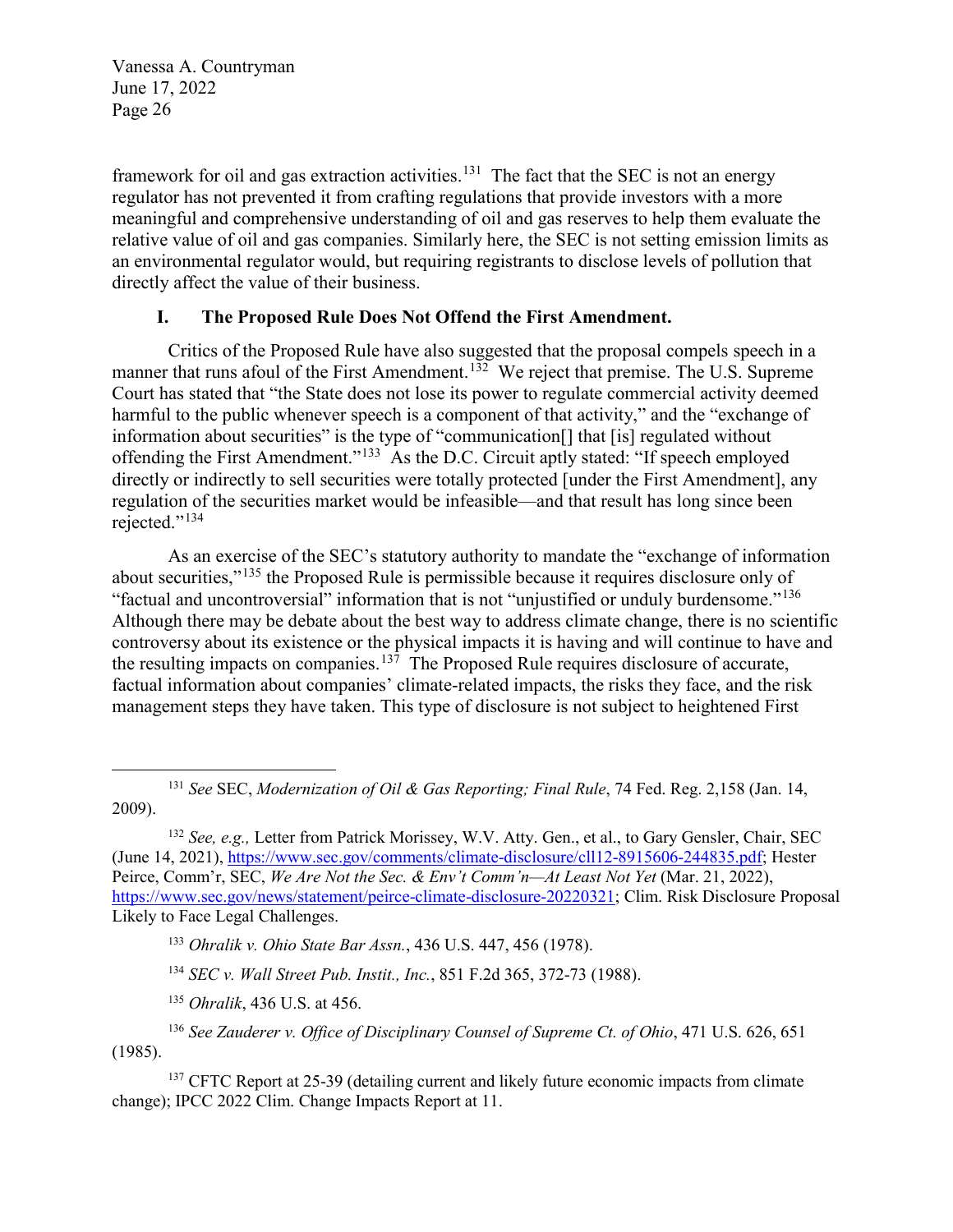framework for oil and gas extraction activities.[131] The fact that the SEC is not an energy regulator has not prevented it from crafting regulations that provide investors with a more meaningful and comprehensive understanding of oil and gas reserves to help them evaluate the relative value of oil and gas companies. Similarly here, the SEC is not setting emission limits as an environmental regulator would, but requiring registrants to disclose levels of pollution that directly affect the value of their business.

## I. The Proposed Rule Does Not Offend the First Amendment.

Critics of the Proposed Rule have also suggested that the proposal compels speech in a manner that runs afoul of the First Amendment.[132] We reject that premise. The U.S. Supreme Court has stated that "the State does not lose its power to regulate commercial activity deemed harmful to the public whenever speech is a component of that activity," and the "exchange of information about securities" is the type of "communication[] that [is] regulated without offending the First Amendment."[133] As the D.C. Circuit aptly stated: "If speech employed directly or indirectly to sell securities were totally protected [under the First Amendment], any regulation of the securities market would be infeasible—and that result has long since been rejected."[134]

As an exercise of the SEC's statutory authority to mandate the "exchange of information about securities,"[135] the Proposed Rule is permissible because it requires disclosure only of "factual and uncontroversial" information that is not "unjustified or unduly burdensome."[136] Although there may be debate about the best way to address climate change, there is no scientific controversy about its existence or the physical impacts it is having and will continue to have and the resulting impacts on companies.[137] The Proposed Rule requires disclosure of accurate, factual information about companies' climate-related impacts, the risks they face, and the risk management steps they have taken. This type of disclosure is not subject to heightened First

---

[131] *See* SEC, *Modernization of Oil & Gas Reporting; Final Rule*, 74 Fed. Reg. 2,158 (Jan. 14, 2009).

[132] *See, e.g.,* Letter from Patrick Morissey, W.V. Atty. Gen., et al., to Gary Gensler, Chair, SEC (June 14, 2021), https://www.sec.gov/comments/climate-disclosure/cll12-8915606-244835.pdf; Hester Peirce, Comm'r, SEC, *We Are Not the Sec. & Env't Comm'n—At Least Not Yet* (Mar. 21, 2022), https://www.sec.gov/news/statement/peirce-climate-disclosure-20220321; Clim. Risk Disclosure Proposal Likely to Face Legal Challenges.

[133] *Ohralik v. Ohio State Bar Assn.*, 436 U.S. 447, 456 (1978).

[134] *SEC v. Wall Street Pub. Instit., Inc.*, 851 F.2d 365, 372-73 (1988).

[135] *Ohralik*, 436 U.S. at 456.

[136] *See Zauderer v. Office of Disciplinary Counsel of Supreme Ct. of Ohio*, 471 U.S. 626, 651 (1985).

[137] CFTC Report at 25-39 (detailing current and likely future economic impacts from climate change); IPCC 2022 Clim. Change Impacts Report at 11.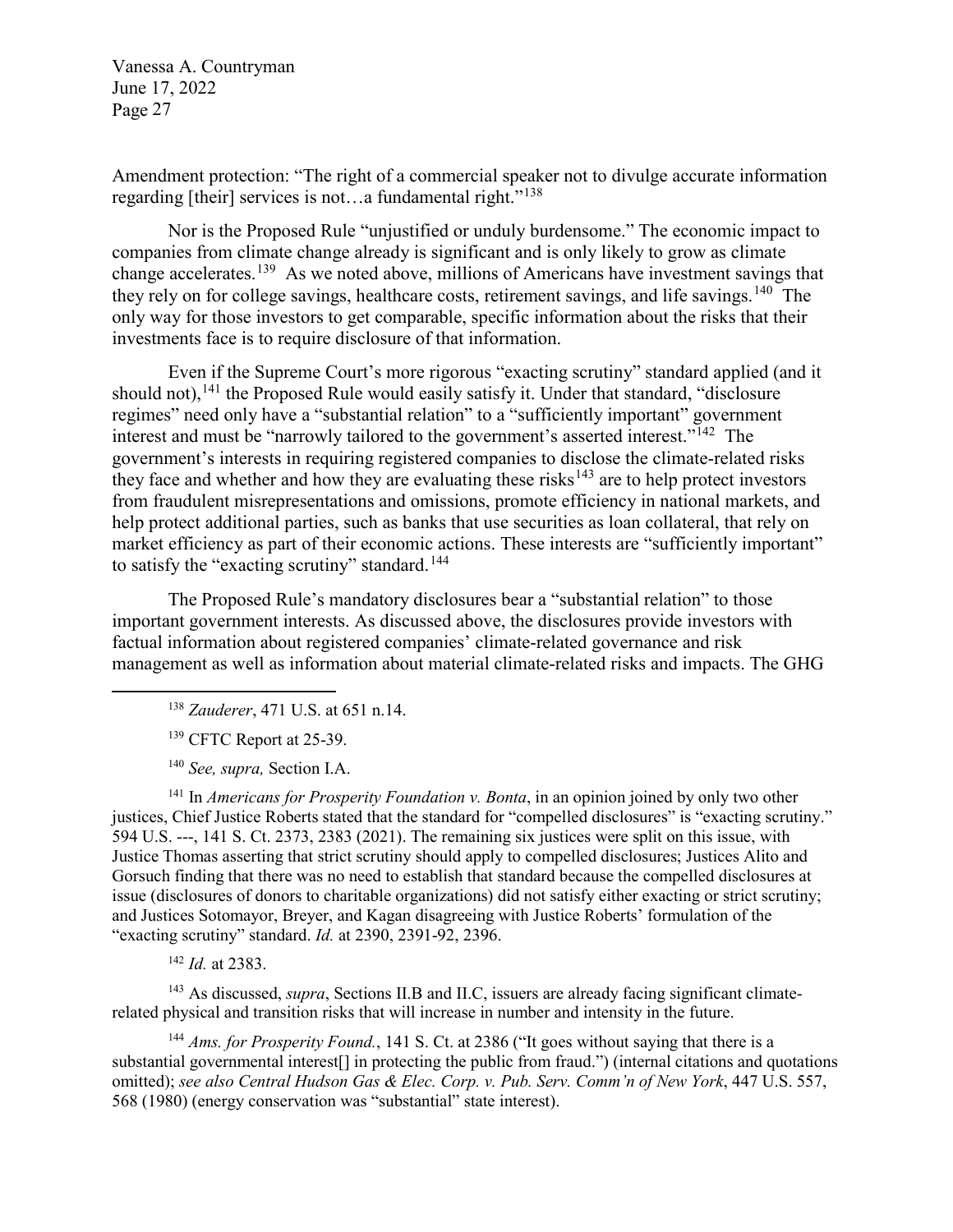Amendment protection: "The right of a commercial speaker not to divulge accurate information regarding [their] services is not…a fundamental right."[138]

Nor is the Proposed Rule "unjustified or unduly burdensome." The economic impact to companies from climate change already is significant and is only likely to grow as climate change accelerates.[139] As we noted above, millions of Americans have investment savings that they rely on for college savings, healthcare costs, retirement savings, and life savings.[140] The only way for those investors to get comparable, specific information about the risks that their investments face is to require disclosure of that information.

Even if the Supreme Court's more rigorous "exacting scrutiny" standard applied (and it should not),[141] the Proposed Rule would easily satisfy it. Under that standard, "disclosure regimes" need only have a "substantial relation" to a "sufficiently important" government interest and must be "narrowly tailored to the government's asserted interest."[142] The government's interests in requiring registered companies to disclose the climate-related risks they face and whether and how they are evaluating these risks[143] are to help protect investors from fraudulent misrepresentations and omissions, promote efficiency in national markets, and help protect additional parties, such as banks that use securities as loan collateral, that rely on market efficiency as part of their economic actions. These interests are "sufficiently important" to satisfy the "exacting scrutiny" standard.[144]

The Proposed Rule's mandatory disclosures bear a "substantial relation" to those important government interests. As discussed above, the disclosures provide investors with factual information about registered companies' climate-related governance and risk management as well as information about material climate-related risks and impacts. The GHG

---

[138] *Zauderer*, 471 U.S. at 651 n.14.

[139] CFTC Report at 25-39.

[140] *See, supra,* Section I.A.

[141] In *Americans for Prosperity Foundation v. Bonta*, in an opinion joined by only two other justices, Chief Justice Roberts stated that the standard for "compelled disclosures" is "exacting scrutiny." 594 U.S. ---, 141 S. Ct. 2373, 2383 (2021). The remaining six justices were split on this issue, with Justice Thomas asserting that strict scrutiny should apply to compelled disclosures; Justices Alito and Gorsuch finding that there was no need to establish that standard because the compelled disclosures at issue (disclosures of donors to charitable organizations) did not satisfy either exacting or strict scrutiny; and Justices Sotomayor, Breyer, and Kagan disagreeing with Justice Roberts' formulation of the "exacting scrutiny" standard. *Id.* at 2390, 2391-92, 2396.

[142] *Id.* at 2383.

[143] As discussed, *supra*, Sections II.B and II.C, issuers are already facing significant climate-related physical and transition risks that will increase in number and intensity in the future.

[144] *Ams. for Prosperity Found.*, 141 S. Ct. at 2386 ("It goes without saying that there is a substantial governmental interest[] in protecting the public from fraud.") (internal citations and quotations omitted); *see also Central Hudson Gas & Elec. Corp. v. Pub. Serv. Comm'n of New York*, 447 U.S. 557, 568 (1980) (energy conservation was "substantial" state interest).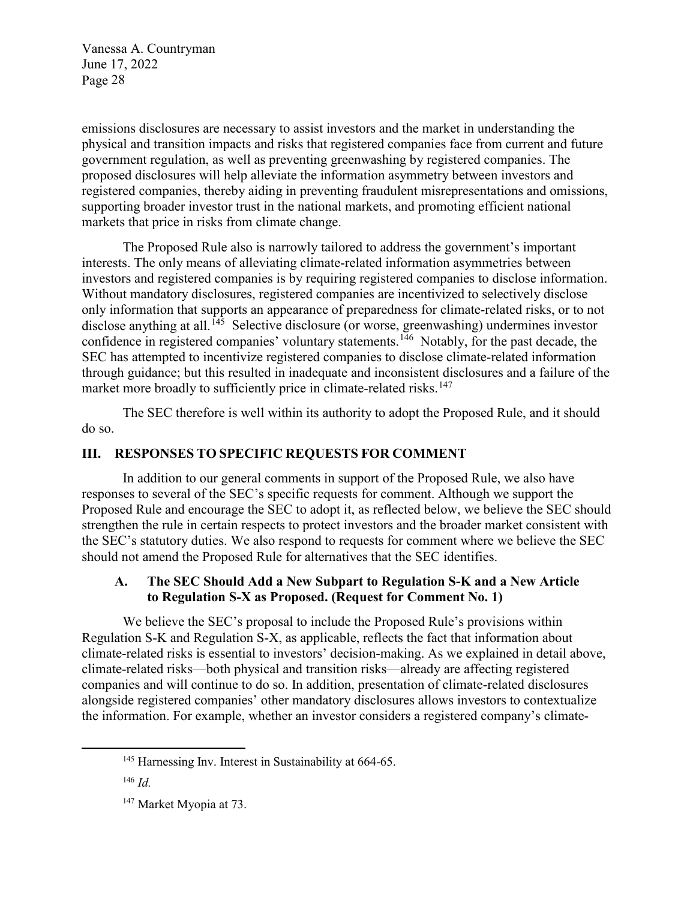emissions disclosures are necessary to assist investors and the market in understanding the physical and transition impacts and risks that registered companies face from current and future government regulation, as well as preventing greenwashing by registered companies. The proposed disclosures will help alleviate the information asymmetry between investors and registered companies, thereby aiding in preventing fraudulent misrepresentations and omissions, supporting broader investor trust in the national markets, and promoting efficient national markets that price in risks from climate change.

The Proposed Rule also is narrowly tailored to address the government's important interests. The only means of alleviating climate-related information asymmetries between investors and registered companies is by requiring registered companies to disclose information. Without mandatory disclosures, registered companies are incentivized to selectively disclose only information that supports an appearance of preparedness for climate-related risks, or to not disclose anything at all.[145] Selective disclosure (or worse, greenwashing) undermines investor confidence in registered companies' voluntary statements.[146] Notably, for the past decade, the SEC has attempted to incentivize registered companies to disclose climate-related information through guidance; but this resulted in inadequate and inconsistent disclosures and a failure of the market more broadly to sufficiently price in climate-related risks.[147]

The SEC therefore is well within its authority to adopt the Proposed Rule, and it should do so.

## III. RESPONSES TO SPECIFIC REQUESTS FOR COMMENT

In addition to our general comments in support of the Proposed Rule, we also have responses to several of the SEC's specific requests for comment. Although we support the Proposed Rule and encourage the SEC to adopt it, as reflected below, we believe the SEC should strengthen the rule in certain respects to protect investors and the broader market consistent with the SEC's statutory duties. We also respond to requests for comment where we believe the SEC should not amend the Proposed Rule for alternatives that the SEC identifies.

### A. The SEC Should Add a New Subpart to Regulation S-K and a New Article to Regulation S-X as Proposed. (Request for Comment No. 1)

We believe the SEC's proposal to include the Proposed Rule's provisions within Regulation S-K and Regulation S-X, as applicable, reflects the fact that information about climate-related risks is essential to investors' decision-making. As we explained in detail above, climate-related risks—both physical and transition risks—already are affecting registered companies and will continue to do so. In addition, presentation of climate-related disclosures alongside registered companies' other mandatory disclosures allows investors to contextualize the information. For example, whether an investor considers a registered company's climate-

[145] Harnessing Inv. Interest in Sustainability at 664-65.

[146] *Id.*

[147] Market Myopia at 73.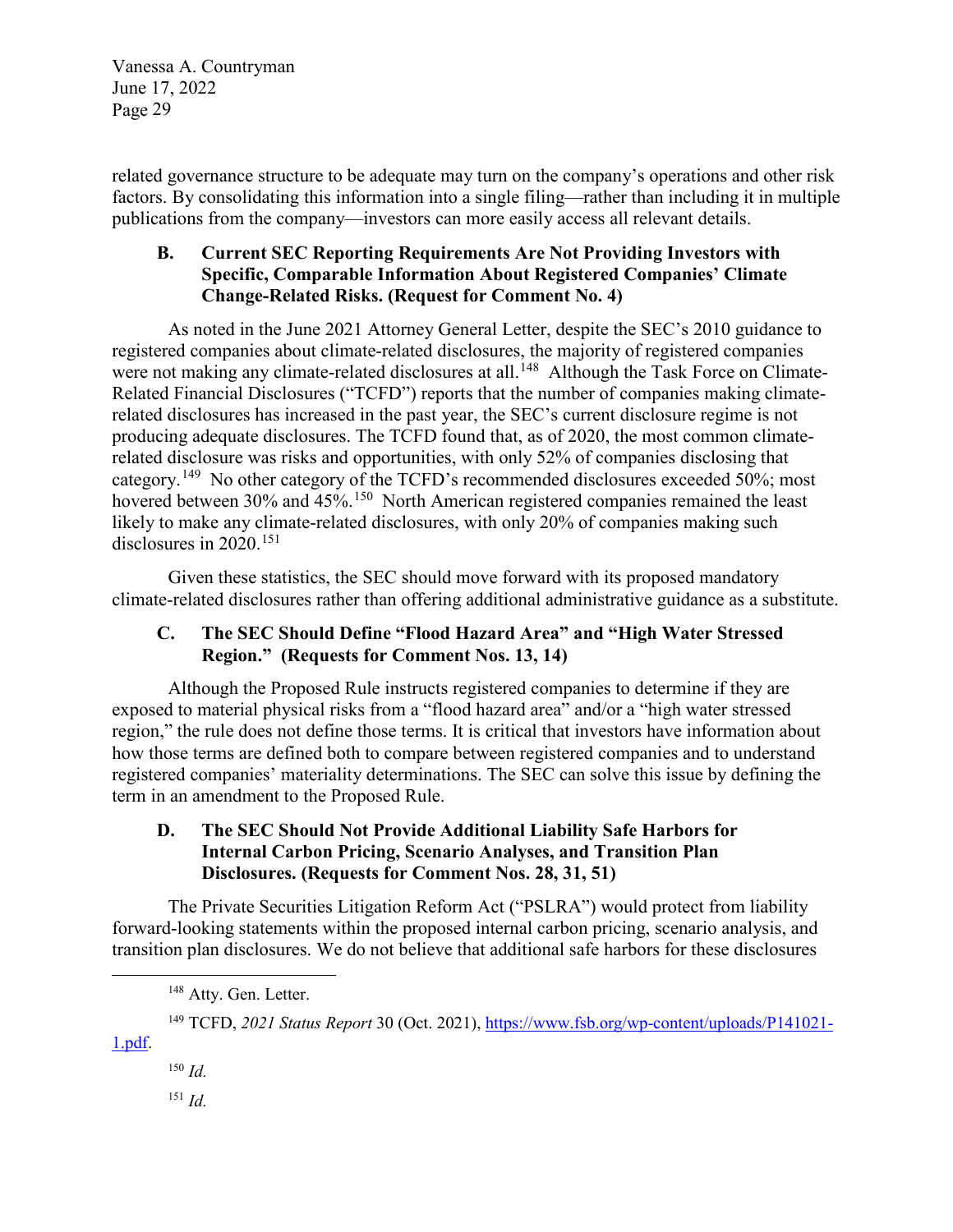related governance structure to be adequate may turn on the company's operations and other risk factors. By consolidating this information into a single filing—rather than including it in multiple publications from the company—investors can more easily access all relevant details.

### B. Current SEC Reporting Requirements Are Not Providing Investors with Specific, Comparable Information About Registered Companies' Climate Change-Related Risks. (Request for Comment No. 4)

As noted in the June 2021 Attorney General Letter, despite the SEC's 2010 guidance to registered companies about climate-related disclosures, the majority of registered companies were not making any climate-related disclosures at all.[148] Although the Task Force on Climate-Related Financial Disclosures ("TCFD") reports that the number of companies making climate-related disclosures has increased in the past year, the SEC's current disclosure regime is not producing adequate disclosures. The TCFD found that, as of 2020, the most common climate-related disclosure was risks and opportunities, with only 52% of companies disclosing that category.[149] No other category of the TCFD's recommended disclosures exceeded 50%; most hovered between 30% and 45%.[150] North American registered companies remained the least likely to make any climate-related disclosures, with only 20% of companies making such disclosures in 2020.[151]

Given these statistics, the SEC should move forward with its proposed mandatory climate-related disclosures rather than offering additional administrative guidance as a substitute.

### C. The SEC Should Define "Flood Hazard Area" and "High Water Stressed Region." (Requests for Comment Nos. 13, 14)

Although the Proposed Rule instructs registered companies to determine if they are exposed to material physical risks from a "flood hazard area" and/or a "high water stressed region," the rule does not define those terms. It is critical that investors have information about how those terms are defined both to compare between registered companies and to understand registered companies' materiality determinations. The SEC can solve this issue by defining the term in an amendment to the Proposed Rule.

### D. The SEC Should Not Provide Additional Liability Safe Harbors for Internal Carbon Pricing, Scenario Analyses, and Transition Plan Disclosures. (Requests for Comment Nos. 28, 31, 51)

The Private Securities Litigation Reform Act ("PSLRA") would protect from liability forward-looking statements within the proposed internal carbon pricing, scenario analysis, and transition plan disclosures. We do not believe that additional safe harbors for these disclosures

---

[148] Atty. Gen. Letter.

[149] TCFD, *2021 Status Report* 30 (Oct. 2021), https://www.fsb.org/wp-content/uploads/P141021-1.pdf.

[150] *Id.*

[151] *Id.*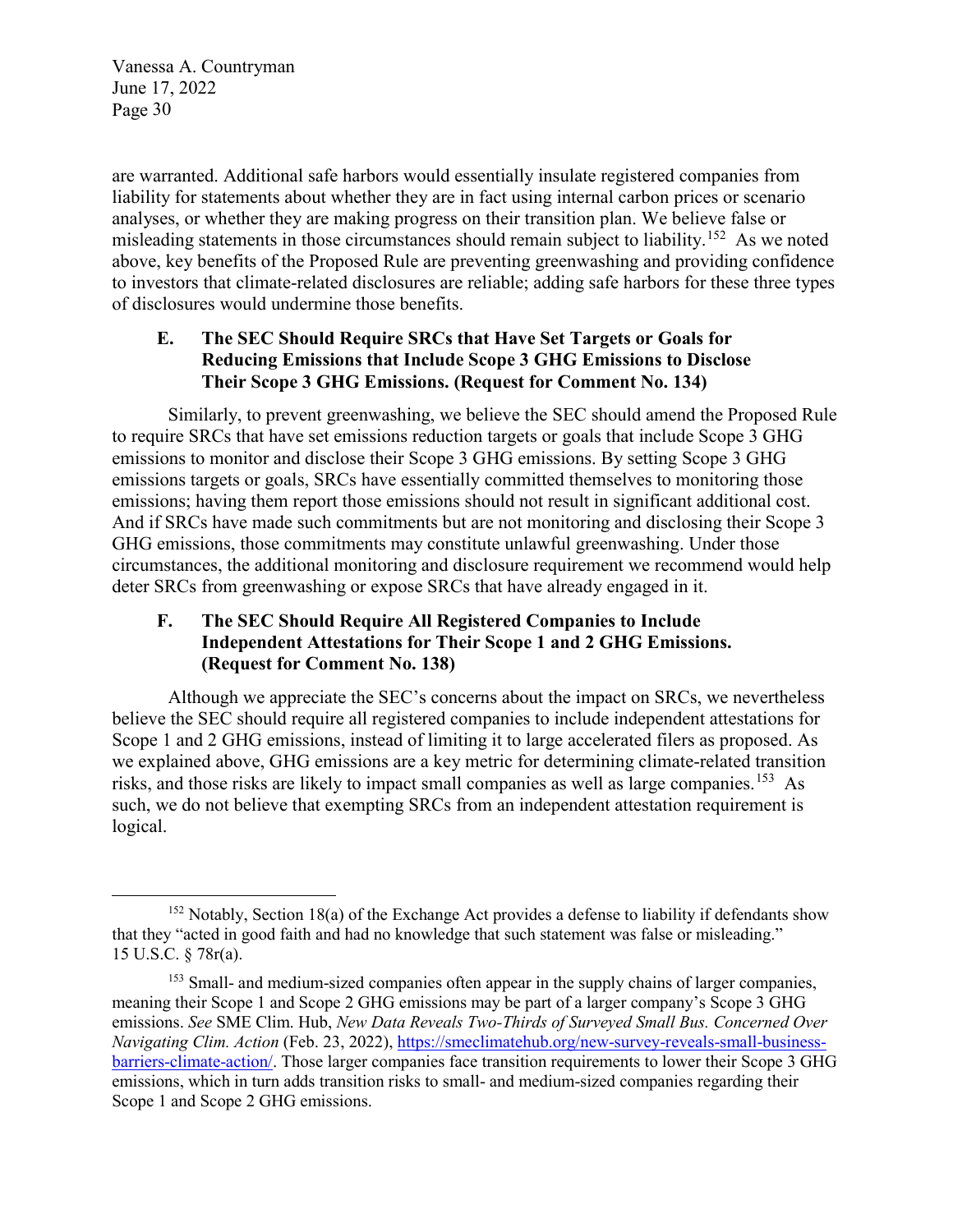are warranted. Additional safe harbors would essentially insulate registered companies from liability for statements about whether they are in fact using internal carbon prices or scenario analyses, or whether they are making progress on their transition plan. We believe false or misleading statements in those circumstances should remain subject to liability.[152] As we noted above, key benefits of the Proposed Rule are preventing greenwashing and providing confidence to investors that climate-related disclosures are reliable; adding safe harbors for these three types of disclosures would undermine those benefits.

### E. The SEC Should Require SRCs that Have Set Targets or Goals for Reducing Emissions that Include Scope 3 GHG Emissions to Disclose Their Scope 3 GHG Emissions. (Request for Comment No. 134)

Similarly, to prevent greenwashing, we believe the SEC should amend the Proposed Rule to require SRCs that have set emissions reduction targets or goals that include Scope 3 GHG emissions to monitor and disclose their Scope 3 GHG emissions. By setting Scope 3 GHG emissions targets or goals, SRCs have essentially committed themselves to monitoring those emissions; having them report those emissions should not result in significant additional cost. And if SRCs have made such commitments but are not monitoring and disclosing their Scope 3 GHG emissions, those commitments may constitute unlawful greenwashing. Under those circumstances, the additional monitoring and disclosure requirement we recommend would help deter SRCs from greenwashing or expose SRCs that have already engaged in it.

### F. The SEC Should Require All Registered Companies to Include Independent Attestations for Their Scope 1 and 2 GHG Emissions. (Request for Comment No. 138)

Although we appreciate the SEC's concerns about the impact on SRCs, we nevertheless believe the SEC should require all registered companies to include independent attestations for Scope 1 and 2 GHG emissions, instead of limiting it to large accelerated filers as proposed. As we explained above, GHG emissions are a key metric for determining climate-related transition risks, and those risks are likely to impact small companies as well as large companies.[153] As such, we do not believe that exempting SRCs from an independent attestation requirement is logical.

---

[152] Notably, Section 18(a) of the Exchange Act provides a defense to liability if defendants show that they "acted in good faith and had no knowledge that such statement was false or misleading." 15 U.S.C. § 78r(a).

[153] Small- and medium-sized companies often appear in the supply chains of larger companies, meaning their Scope 1 and Scope 2 GHG emissions may be part of a larger company's Scope 3 GHG emissions. *See* SME Clim. Hub, *New Data Reveals Two-Thirds of Surveyed Small Bus. Concerned Over Navigating Clim. Action* (Feb. 23, 2022), https://smeclimatehub.org/new-survey-reveals-small-business-barriers-climate-action/. Those larger companies face transition requirements to lower their Scope 3 GHG emissions, which in turn adds transition risks to small- and medium-sized companies regarding their Scope 1 and Scope 2 GHG emissions.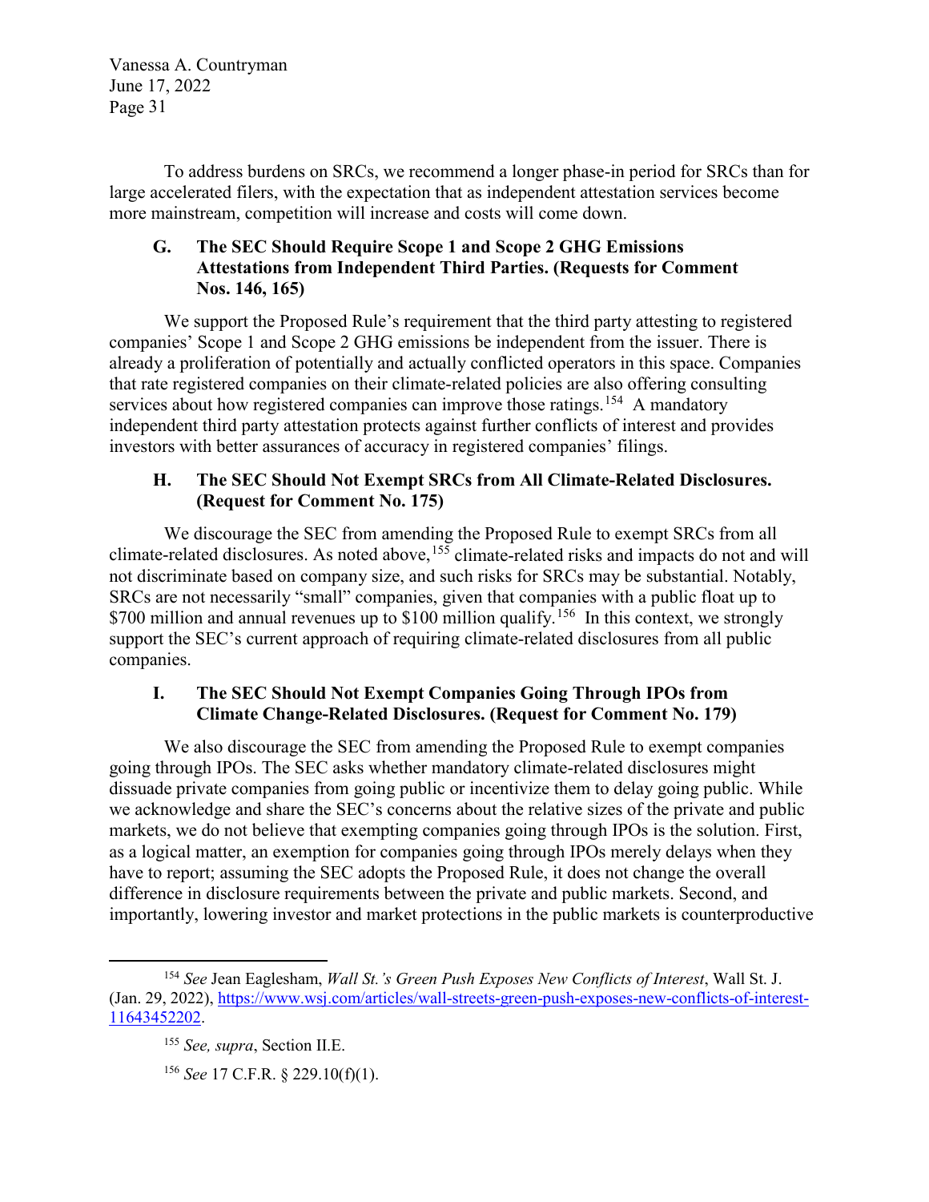To address burdens on SRCs, we recommend a longer phase-in period for SRCs than for large accelerated filers, with the expectation that as independent attestation services become more mainstream, competition will increase and costs will come down.

### G. The SEC Should Require Scope 1 and Scope 2 GHG Emissions Attestations from Independent Third Parties. (Requests for Comment Nos. 146, 165)

We support the Proposed Rule's requirement that the third party attesting to registered companies' Scope 1 and Scope 2 GHG emissions be independent from the issuer. There is already a proliferation of potentially and actually conflicted operators in this space. Companies that rate registered companies on their climate-related policies are also offering consulting services about how registered companies can improve those ratings.[154] A mandatory independent third party attestation protects against further conflicts of interest and provides investors with better assurances of accuracy in registered companies' filings.

### H. The SEC Should Not Exempt SRCs from All Climate-Related Disclosures. (Request for Comment No. 175)

We discourage the SEC from amending the Proposed Rule to exempt SRCs from all climate-related disclosures. As noted above,[155] climate-related risks and impacts do not and will not discriminate based on company size, and such risks for SRCs may be substantial. Notably, SRCs are not necessarily "small" companies, given that companies with a public float up to $700 million and annual revenues up to $100 million qualify.[156] In this context, we strongly support the SEC's current approach of requiring climate-related disclosures from all public companies.

### I. The SEC Should Not Exempt Companies Going Through IPOs from Climate Change-Related Disclosures. (Request for Comment No. 179)

We also discourage the SEC from amending the Proposed Rule to exempt companies going through IPOs. The SEC asks whether mandatory climate-related disclosures might dissuade private companies from going public or incentivize them to delay going public. While we acknowledge and share the SEC's concerns about the relative sizes of the private and public markets, we do not believe that exempting companies going through IPOs is the solution. First, as a logical matter, an exemption for companies going through IPOs merely delays when they have to report; assuming the SEC adopts the Proposed Rule, it does not change the overall difference in disclosure requirements between the private and public markets. Second, and importantly, lowering investor and market protections in the public markets is counterproductive

---

[154] *See* Jean Eaglesham, *Wall St.'s Green Push Exposes New Conflicts of Interest*, Wall St. J. (Jan. 29, 2022), https://www.wsj.com/articles/wall-streets-green-push-exposes-new-conflicts-of-interest-11643452202.

[155] *See, supra*, Section II.E.

[156] *See* 17 C.F.R. § 229.10(f)(1).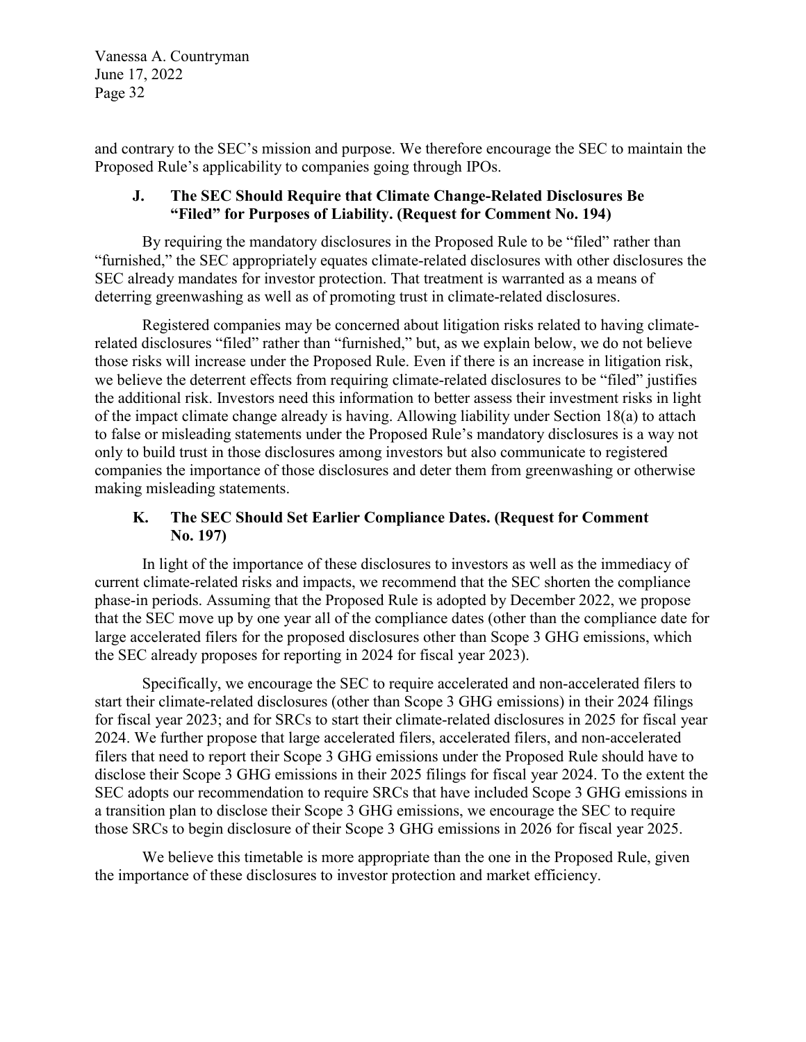and contrary to the SEC's mission and purpose. We therefore encourage the SEC to maintain the Proposed Rule's applicability to companies going through IPOs.

### J. The SEC Should Require that Climate Change-Related Disclosures Be "Filed" for Purposes of Liability. (Request for Comment No. 194)

By requiring the mandatory disclosures in the Proposed Rule to be "filed" rather than "furnished," the SEC appropriately equates climate-related disclosures with other disclosures the SEC already mandates for investor protection. That treatment is warranted as a means of deterring greenwashing as well as of promoting trust in climate-related disclosures.

Registered companies may be concerned about litigation risks related to having climate-related disclosures "filed" rather than "furnished," but, as we explain below, we do not believe those risks will increase under the Proposed Rule. Even if there is an increase in litigation risk, we believe the deterrent effects from requiring climate-related disclosures to be "filed" justifies the additional risk. Investors need this information to better assess their investment risks in light of the impact climate change already is having. Allowing liability under Section 18(a) to attach to false or misleading statements under the Proposed Rule's mandatory disclosures is a way not only to build trust in those disclosures among investors but also communicate to registered companies the importance of those disclosures and deter them from greenwashing or otherwise making misleading statements.

### K. The SEC Should Set Earlier Compliance Dates. (Request for Comment No. 197)

In light of the importance of these disclosures to investors as well as the immediacy of current climate-related risks and impacts, we recommend that the SEC shorten the compliance phase-in periods. Assuming that the Proposed Rule is adopted by December 2022, we propose that the SEC move up by one year all of the compliance dates (other than the compliance date for large accelerated filers for the proposed disclosures other than Scope 3 GHG emissions, which the SEC already proposes for reporting in 2024 for fiscal year 2023).

Specifically, we encourage the SEC to require accelerated and non-accelerated filers to start their climate-related disclosures (other than Scope 3 GHG emissions) in their 2024 filings for fiscal year 2023; and for SRCs to start their climate-related disclosures in 2025 for fiscal year 2024. We further propose that large accelerated filers, accelerated filers, and non-accelerated filers that need to report their Scope 3 GHG emissions under the Proposed Rule should have to disclose their Scope 3 GHG emissions in their 2025 filings for fiscal year 2024. To the extent the SEC adopts our recommendation to require SRCs that have included Scope 3 GHG emissions in a transition plan to disclose their Scope 3 GHG emissions, we encourage the SEC to require those SRCs to begin disclosure of their Scope 3 GHG emissions in 2026 for fiscal year 2025.

We believe this timetable is more appropriate than the one in the Proposed Rule, given the importance of these disclosures to investor protection and market efficiency.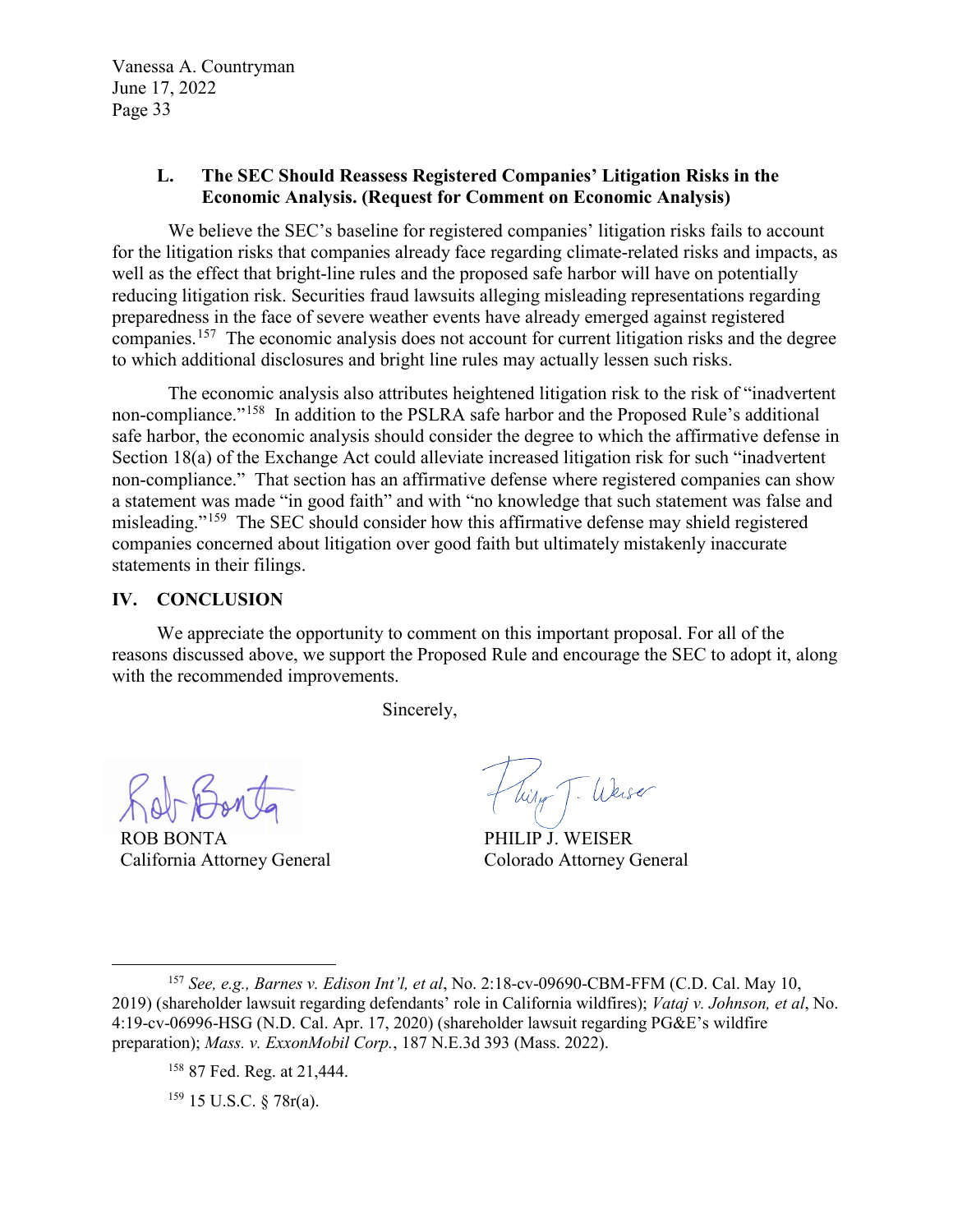### L. The SEC Should Reassess Registered Companies' Litigation Risks in the Economic Analysis. (Request for Comment on Economic Analysis)

We believe the SEC's baseline for registered companies' litigation risks fails to account for the litigation risks that companies already face regarding climate-related risks and impacts, as well as the effect that bright-line rules and the proposed safe harbor will have on potentially reducing litigation risk. Securities fraud lawsuits alleging misleading representations regarding preparedness in the face of severe weather events have already emerged against registered companies.[157] The economic analysis does not account for current litigation risks and the degree to which additional disclosures and bright line rules may actually lessen such risks.

The economic analysis also attributes heightened litigation risk to the risk of "inadvertent non-compliance."[158] In addition to the PSLRA safe harbor and the Proposed Rule's additional safe harbor, the economic analysis should consider the degree to which the affirmative defense in Section 18(a) of the Exchange Act could alleviate increased litigation risk for such "inadvertent non-compliance." That section has an affirmative defense where registered companies can show a statement was made "in good faith" and with "no knowledge that such statement was false and misleading."[159] The SEC should consider how this affirmative defense may shield registered companies concerned about litigation over good faith but ultimately mistakenly inaccurate statements in their filings.

## IV. CONCLUSION

We appreciate the opportunity to comment on this important proposal. For all of the reasons discussed above, we support the Proposed Rule and encourage the SEC to adopt it, along with the recommended improvements.

Sincerely,

ROB BONTA
California Attorney General

PHILIP J. WEISER
Colorado Attorney General

---

[157] *See, e.g., Barnes v. Edison Int'l, et al*, No. 2:18-cv-09690-CBM-FFM (C.D. Cal. May 10, 2019) (shareholder lawsuit regarding defendants' role in California wildfires); *Vataj v. Johnson, et al*, No. 4:19-cv-06996-HSG (N.D. Cal. Apr. 17, 2020) (shareholder lawsuit regarding PG&E's wildfire preparation); *Mass. v. ExxonMobil Corp.*, 187 N.E.3d 393 (Mass. 2022).

[158] 87 Fed. Reg. at 21,444.

[159] 15 U.S.C. § 78r(a).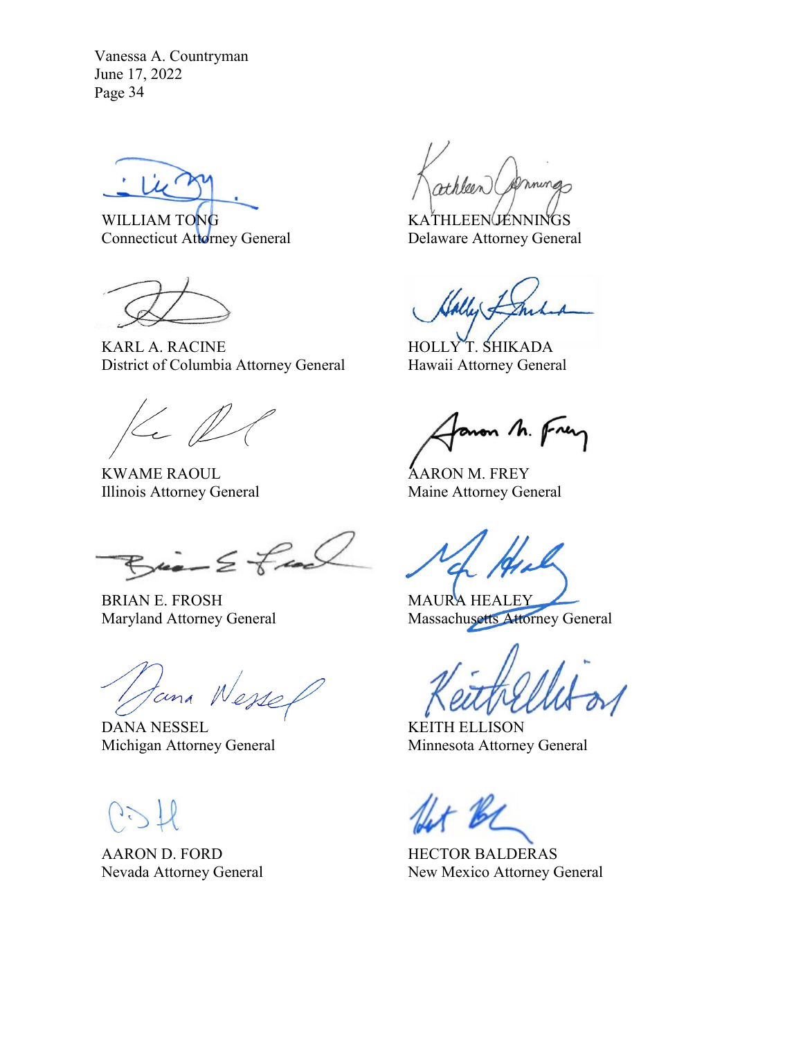WILLIAM TONG
Connecticut Attorney General

KATHLEEN JENNINGS
Delaware Attorney General

KARL A. RACINE
District of Columbia Attorney General

HOLLY T. SHIKADA
Hawaii Attorney General

KWAME RAOUL
Illinois Attorney General

AARON M. FREY
Maine Attorney General

BRIAN E. FROSH
Maryland Attorney General

MAURA HEALEY
Massachusetts Attorney General

DANA NESSEL
Michigan Attorney General

KEITH ELLISON
Minnesota Attorney General

AARON D. FORD
Nevada Attorney General

HECTOR BALDERAS
New Mexico Attorney General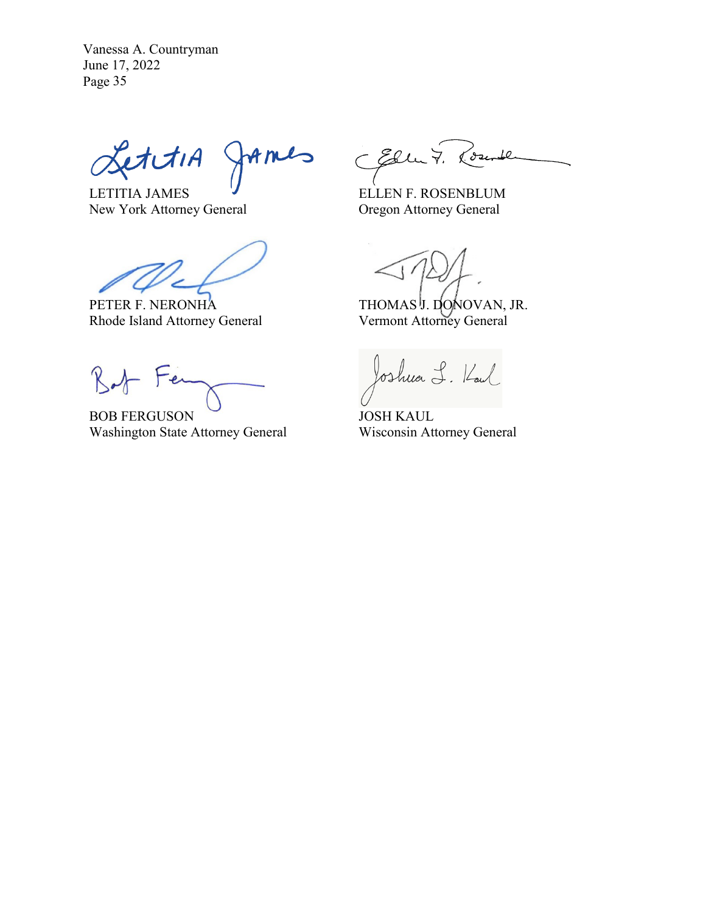LETITIA JAMES
New York Attorney General

ELLEN F. ROSENBLUM
Oregon Attorney General

PETER F. NERONHA
Rhode Island Attorney General

THOMAS J. DONOVAN, JR.
Vermont Attorney General

BOB FERGUSON
Washington State Attorney General

JOSH KAUL
Wisconsin Attorney General